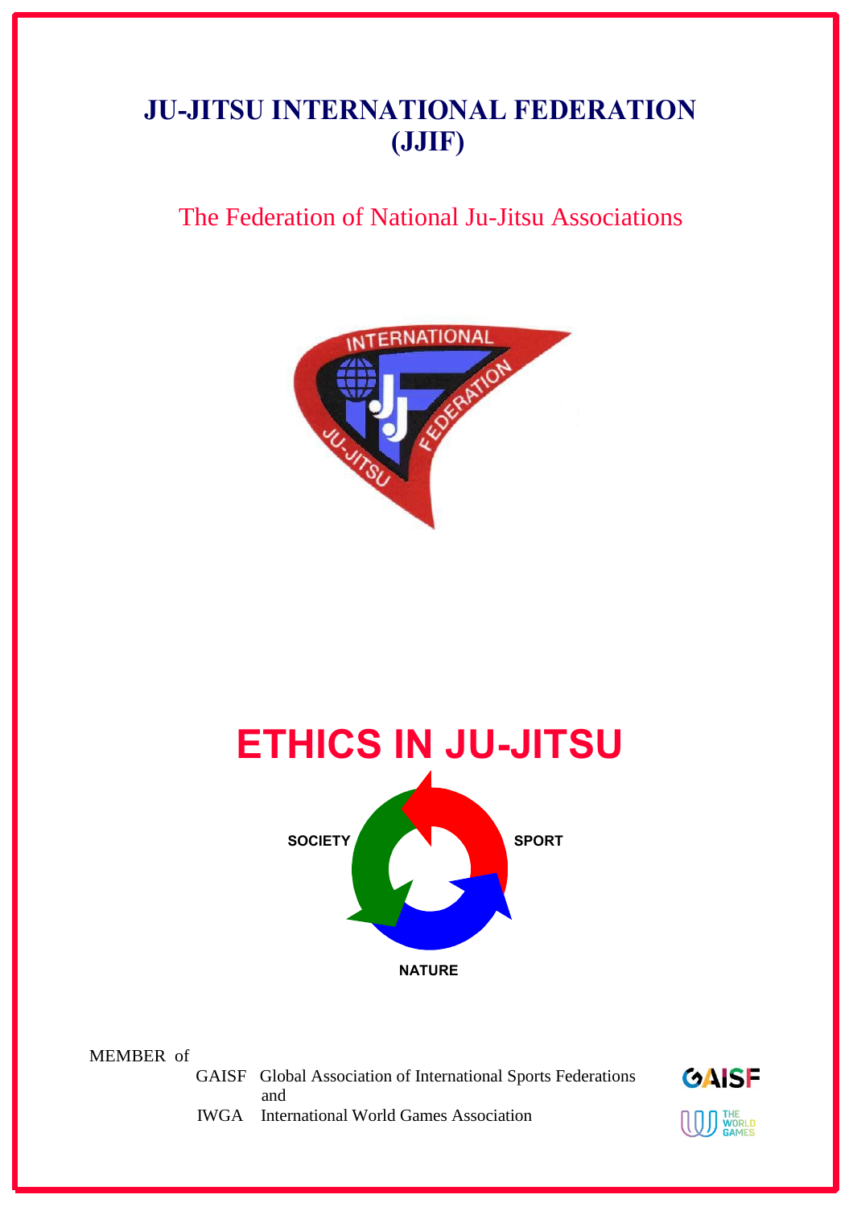# JU-JITSU INTERNATIONAL FEDERATION (JJIF)

The Federation of National Ju-Jitsu Associations

# ETHICS IN JU-JITSU

SOCIETY

SPORT

NATURE

MEMBER of

GAISF Global Association of International Sports Federations
and
IWGA International World Games Association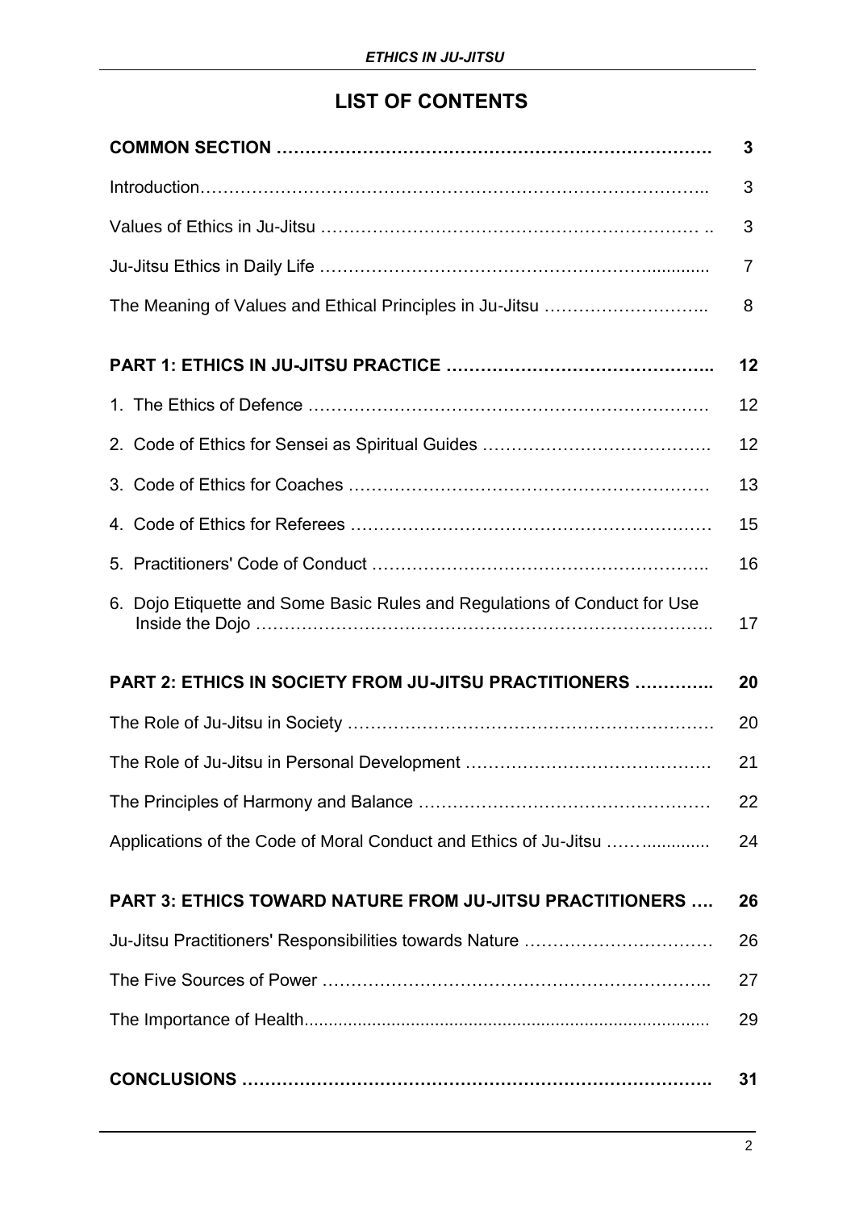# LIST OF CONTENTS

| | |
|---|---|
| **COMMON SECTION** | **3** |
| Introduction | 3 |
| Values of Ethics in Ju-Jitsu | 3 |
| Ju-Jitsu Ethics in Daily Life | 7 |
| The Meaning of Values and Ethical Principles in Ju-Jitsu | 8 |
| **PART 1: ETHICS IN JU-JITSU PRACTICE** | **12** |
| 1. The Ethics of Defence | 12 |
| 2. Code of Ethics for Sensei as Spiritual Guides | 12 |
| 3. Code of Ethics for Coaches | 13 |
| 4. Code of Ethics for Referees | 15 |
| 5. Practitioners' Code of Conduct | 16 |
| 6. Dojo Etiquette and Some Basic Rules and Regulations of Conduct for Use Inside the Dojo | 17 |
| **PART 2: ETHICS IN SOCIETY FROM JU-JITSU PRACTITIONERS** | **20** |
| The Role of Ju-Jitsu in Society | 20 |
| The Role of Ju-Jitsu in Personal Development | 21 |
| The Principles of Harmony and Balance | 22 |
| Applications of the Code of Moral Conduct and Ethics of Ju-Jitsu | 24 |
| **PART 3: ETHICS TOWARD NATURE FROM JU-JITSU PRACTITIONERS** | **26** |
| Ju-Jitsu Practitioners' Responsibilities towards Nature | 26 |
| The Five Sources of Power | 27 |
| The Importance of Health | 29 |
| **CONCLUSIONS** | **31** |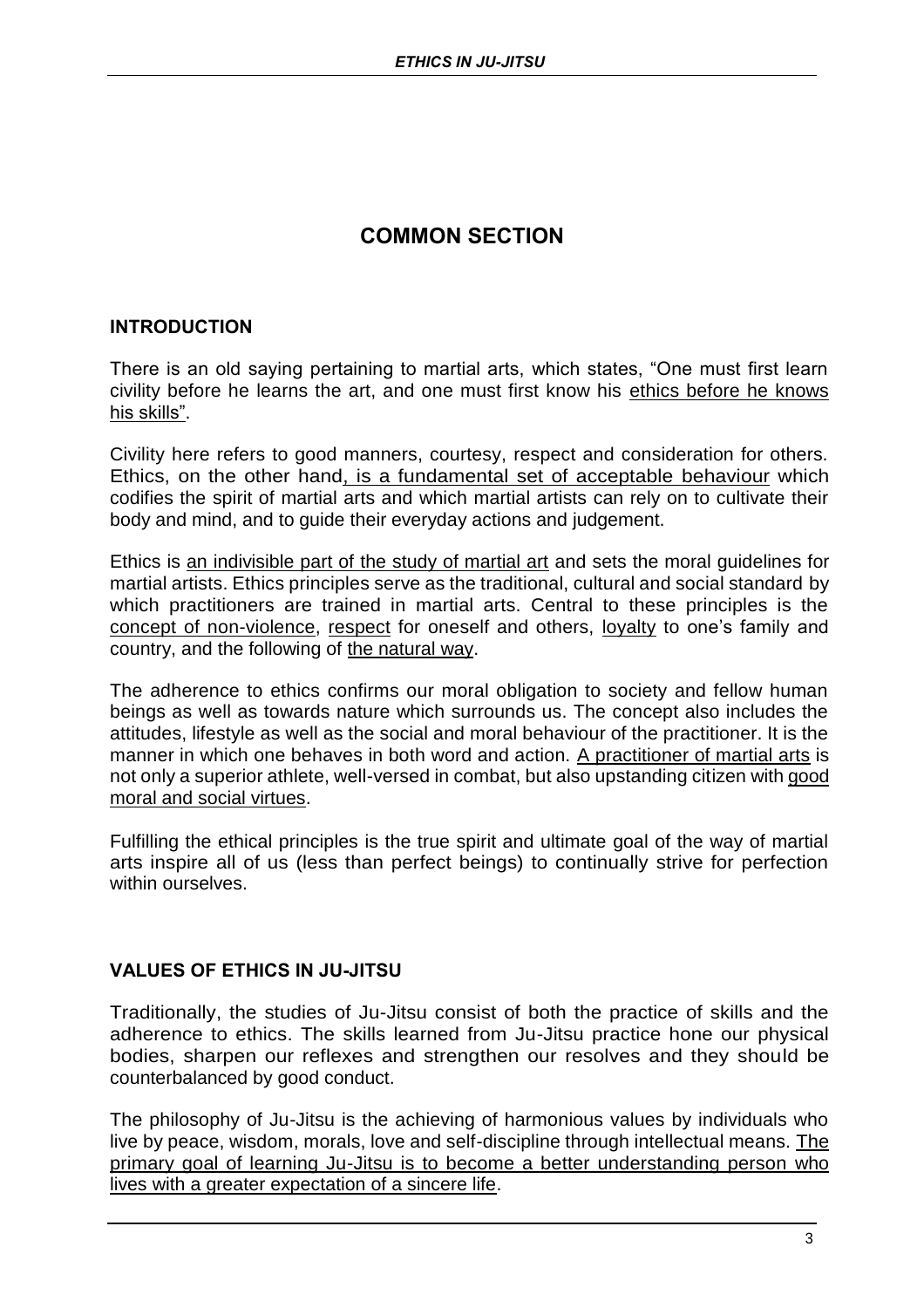# COMMON SECTION

## INTRODUCTION

There is an old saying pertaining to martial arts, which states, “One must first learn civility before he learns the art, and one must first know his ethics before he knows his skills”.

Civility here refers to good manners, courtesy, respect and consideration for others. Ethics, on the other hand, is a fundamental set of acceptable behaviour which codifies the spirit of martial arts and which martial artists can rely on to cultivate their body and mind, and to guide their everyday actions and judgement.

Ethics is an indivisible part of the study of martial art and sets the moral guidelines for martial artists. Ethics principles serve as the traditional, cultural and social standard by which practitioners are trained in martial arts. Central to these principles is the concept of non-violence, respect for oneself and others, loyalty to one’s family and country, and the following of the natural way.

The adherence to ethics confirms our moral obligation to society and fellow human beings as well as towards nature which surrounds us. The concept also includes the attitudes, lifestyle as well as the social and moral behaviour of the practitioner. It is the manner in which one behaves in both word and action. A practitioner of martial arts is not only a superior athlete, well-versed in combat, but also upstanding citizen with good moral and social virtues.

Fulfilling the ethical principles is the true spirit and ultimate goal of the way of martial arts inspire all of us (less than perfect beings) to continually strive for perfection within ourselves.

## VALUES OF ETHICS IN JU-JITSU

Traditionally, the studies of Ju-Jitsu consist of both the practice of skills and the adherence to ethics. The skills learned from Ju-Jitsu practice hone our physical bodies, sharpen our reflexes and strengthen our resolves and they should be counterbalanced by good conduct.

The philosophy of Ju-Jitsu is the achieving of harmonious values by individuals who live by peace, wisdom, morals, love and self-discipline through intellectual means. The primary goal of learning Ju-Jitsu is to become a better understanding person who lives with a greater expectation of a sincere life.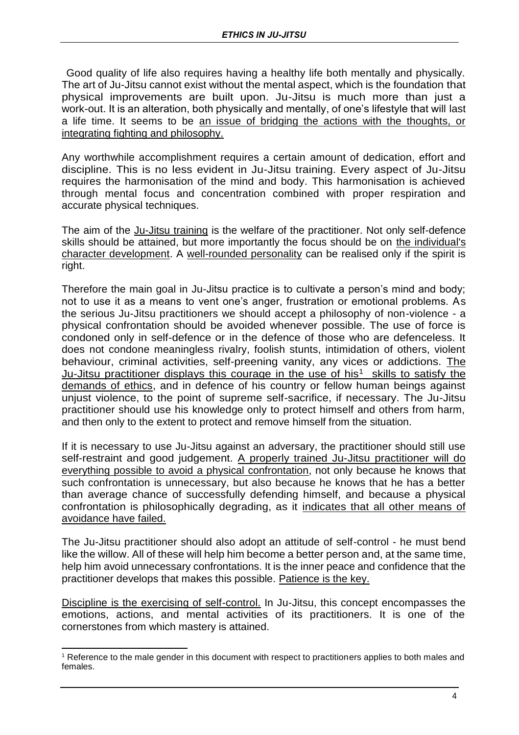Good quality of life also requires having a healthy life both mentally and physically. The art of Ju-Jitsu cannot exist without the mental aspect, which is the foundation that physical improvements are built upon. Ju-Jitsu is much more than just a work-out. It is an alteration, both physically and mentally, of one's lifestyle that will last a life time. It seems to be <u>an issue of bridging the actions with the thoughts, or integrating fighting and philosophy.</u>

Any worthwhile accomplishment requires a certain amount of dedication, effort and discipline. This is no less evident in Ju-Jitsu training. Every aspect of Ju-Jitsu requires the harmonisation of the mind and body. This harmonisation is achieved through mental focus and concentration combined with proper respiration and accurate physical techniques.

The aim of the <u>Ju-Jitsu training</u> is the welfare of the practitioner. Not only self-defence skills should be attained, but more importantly the focus should be on <u>the individual's character development</u>. A <u>well-rounded personality</u> can be realised only if the spirit is right.

Therefore the main goal in Ju-Jitsu practice is to cultivate a person's mind and body; not to use it as a means to vent one's anger, frustration or emotional problems. As the serious Ju-Jitsu practitioners we should accept a philosophy of non-violence - a physical confrontation should be avoided whenever possible. The use of force is condoned only in self-defence or in the defence of those who are defenceless. It does not condone meaningless rivalry, foolish stunts, intimidation of others, violent behaviour, criminal activities, self-preening vanity, any vices or addictions. <u>The Ju-Jitsu practitioner displays this courage in the use of his[1] skills to satisfy the demands of ethics</u>, and in defence of his country or fellow human beings against unjust violence, to the point of supreme self-sacrifice, if necessary. The Ju-Jitsu practitioner should use his knowledge only to protect himself and others from harm, and then only to the extent to protect and remove himself from the situation.

If it is necessary to use Ju-Jitsu against an adversary, the practitioner should still use self-restraint and good judgement. <u>A properly trained Ju-Jitsu practitioner will do everything possible to avoid a physical confrontation</u>, not only because he knows that such confrontation is unnecessary, but also because he knows that he has a better than average chance of successfully defending himself, and because a physical confrontation is philosophically degrading, as it <u>indicates that all other means of avoidance have failed.</u>

The Ju-Jitsu practitioner should also adopt an attitude of self-control - he must bend like the willow. All of these will help him become a better person and, at the same time, help him avoid unnecessary confrontations. It is the inner peace and confidence that the practitioner develops that makes this possible. <u>Patience is the key.</u>

<u>Discipline is the exercising of self-control.</u> In Ju-Jitsu, this concept encompasses the emotions, actions, and mental activities of its practitioners. It is one of the cornerstones from which mastery is attained.

---

[1] Reference to the male gender in this document with respect to practitioners applies to both males and females.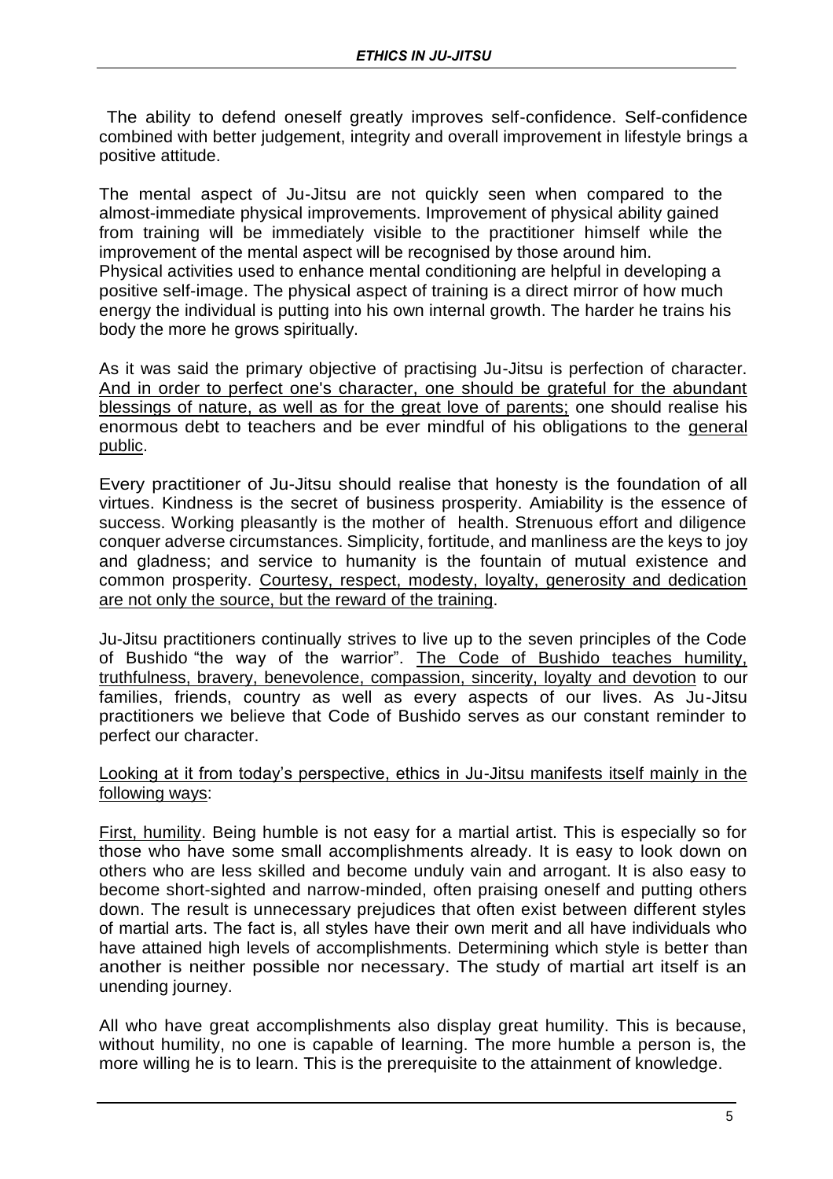The ability to defend oneself greatly improves self-confidence. Self-confidence combined with better judgement, integrity and overall improvement in lifestyle brings a positive attitude.

The mental aspect of Ju-Jitsu are not quickly seen when compared to the almost-immediate physical improvements. Improvement of physical ability gained from training will be immediately visible to the practitioner himself while the improvement of the mental aspect will be recognised by those around him. Physical activities used to enhance mental conditioning are helpful in developing a positive self-image. The physical aspect of training is a direct mirror of how much energy the individual is putting into his own internal growth. The harder he trains his body the more he grows spiritually.

As it was said the primary objective of practising Ju-Jitsu is perfection of character. And in order to perfect one's character, one should be grateful for the abundant blessings of nature, as well as for the great love of parents; one should realise his enormous debt to teachers and be ever mindful of his obligations to the general public.

Every practitioner of Ju-Jitsu should realise that honesty is the foundation of all virtues. Kindness is the secret of business prosperity. Amiability is the essence of success. Working pleasantly is the mother of health. Strenuous effort and diligence conquer adverse circumstances. Simplicity, fortitude, and manliness are the keys to joy and gladness; and service to humanity is the fountain of mutual existence and common prosperity. Courtesy, respect, modesty, loyalty, generosity and dedication are not only the source, but the reward of the training.

Ju-Jitsu practitioners continually strives to live up to the seven principles of the Code of Bushido "the way of the warrior". The Code of Bushido teaches humility, truthfulness, bravery, benevolence, compassion, sincerity, loyalty and devotion to our families, friends, country as well as every aspects of our lives. As Ju-Jitsu practitioners we believe that Code of Bushido serves as our constant reminder to perfect our character.

Looking at it from today's perspective, ethics in Ju-Jitsu manifests itself mainly in the following ways:

First, humility. Being humble is not easy for a martial artist. This is especially so for those who have some small accomplishments already. It is easy to look down on others who are less skilled and become unduly vain and arrogant. It is also easy to become short-sighted and narrow-minded, often praising oneself and putting others down. The result is unnecessary prejudices that often exist between different styles of martial arts. The fact is, all styles have their own merit and all have individuals who have attained high levels of accomplishments. Determining which style is better than another is neither possible nor necessary. The study of martial art itself is an unending journey.

All who have great accomplishments also display great humility. This is because, without humility, no one is capable of learning. The more humble a person is, the more willing he is to learn. This is the prerequisite to the attainment of knowledge.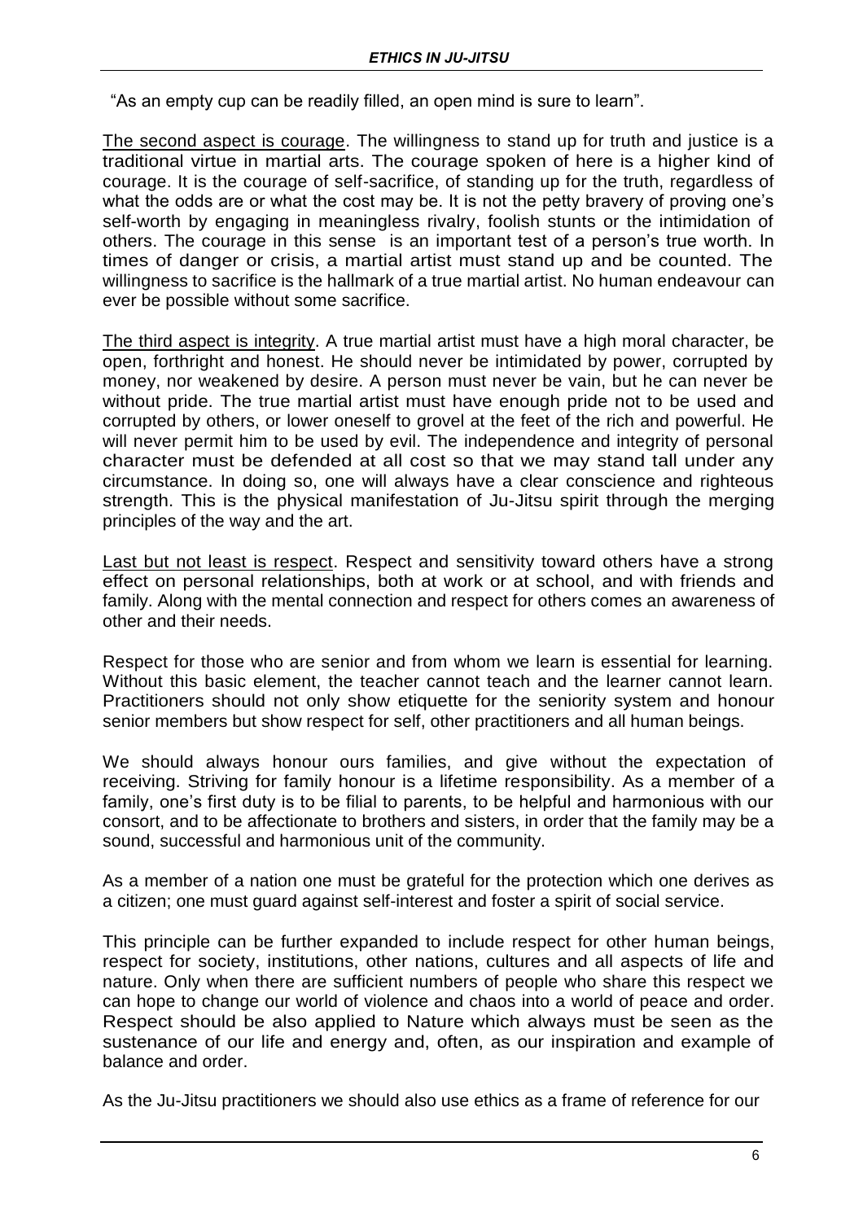"As an empty cup can be readily filled, an open mind is sure to learn".

The second aspect is courage. The willingness to stand up for truth and justice is a traditional virtue in martial arts. The courage spoken of here is a higher kind of courage. It is the courage of self-sacrifice, of standing up for the truth, regardless of what the odds are or what the cost may be. It is not the petty bravery of proving one's self-worth by engaging in meaningless rivalry, foolish stunts or the intimidation of others. The courage in this sense is an important test of a person's true worth. In times of danger or crisis, a martial artist must stand up and be counted. The willingness to sacrifice is the hallmark of a true martial artist. No human endeavour can ever be possible without some sacrifice.

The third aspect is integrity. A true martial artist must have a high moral character, be open, forthright and honest. He should never be intimidated by power, corrupted by money, nor weakened by desire. A person must never be vain, but he can never be without pride. The true martial artist must have enough pride not to be used and corrupted by others, or lower oneself to grovel at the feet of the rich and powerful. He will never permit him to be used by evil. The independence and integrity of personal character must be defended at all cost so that we may stand tall under any circumstance. In doing so, one will always have a clear conscience and righteous strength. This is the physical manifestation of Ju-Jitsu spirit through the merging principles of the way and the art.

Last but not least is respect. Respect and sensitivity toward others have a strong effect on personal relationships, both at work or at school, and with friends and family. Along with the mental connection and respect for others comes an awareness of other and their needs.

Respect for those who are senior and from whom we learn is essential for learning. Without this basic element, the teacher cannot teach and the learner cannot learn. Practitioners should not only show etiquette for the seniority system and honour senior members but show respect for self, other practitioners and all human beings.

We should always honour ours families, and give without the expectation of receiving. Striving for family honour is a lifetime responsibility. As a member of a family, one's first duty is to be filial to parents, to be helpful and harmonious with our consort, and to be affectionate to brothers and sisters, in order that the family may be a sound, successful and harmonious unit of the community.

As a member of a nation one must be grateful for the protection which one derives as a citizen; one must guard against self-interest and foster a spirit of social service.

This principle can be further expanded to include respect for other human beings, respect for society, institutions, other nations, cultures and all aspects of life and nature. Only when there are sufficient numbers of people who share this respect we can hope to change our world of violence and chaos into a world of peace and order. Respect should be also applied to Nature which always must be seen as the sustenance of our life and energy and, often, as our inspiration and example of balance and order.

As the Ju-Jitsu practitioners we should also use ethics as a frame of reference for our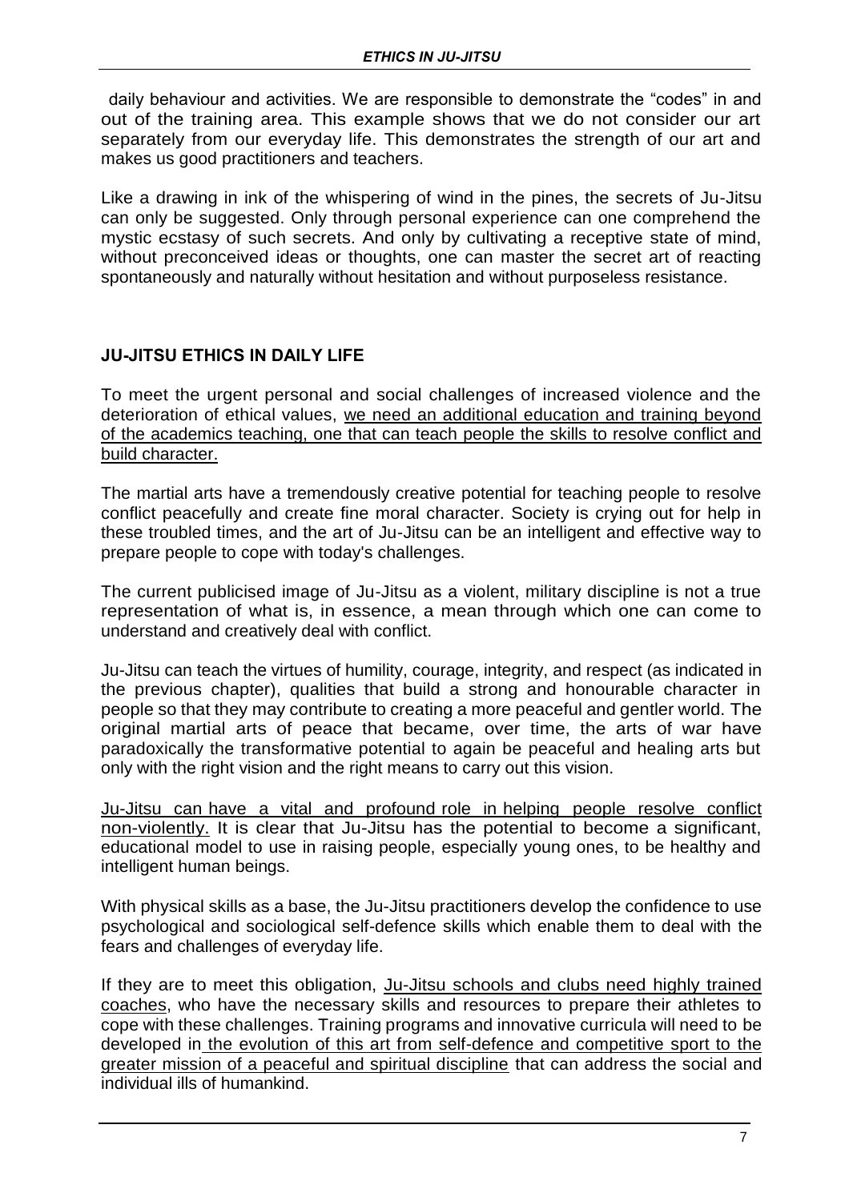daily behaviour and activities. We are responsible to demonstrate the "codes" in and out of the training area. This example shows that we do not consider our art separately from our everyday life. This demonstrates the strength of our art and makes us good practitioners and teachers.

Like a drawing in ink of the whispering of wind in the pines, the secrets of Ju-Jitsu can only be suggested. Only through personal experience can one comprehend the mystic ecstasy of such secrets. And only by cultivating a receptive state of mind, without preconceived ideas or thoughts, one can master the secret art of reacting spontaneously and naturally without hesitation and without purposeless resistance.

## JU-JITSU ETHICS IN DAILY LIFE

To meet the urgent personal and social challenges of increased violence and the deterioration of ethical values, <u>we need an additional education and training beyond of the academics teaching, one that can teach people the skills to resolve conflict and build character.</u>

The martial arts have a tremendously creative potential for teaching people to resolve conflict peacefully and create fine moral character. Society is crying out for help in these troubled times, and the art of Ju-Jitsu can be an intelligent and effective way to prepare people to cope with today's challenges.

The current publicised image of Ju-Jitsu as a violent, military discipline is not a true representation of what is, in essence, a mean through which one can come to understand and creatively deal with conflict.

Ju-Jitsu can teach the virtues of humility, courage, integrity, and respect (as indicated in the previous chapter), qualities that build a strong and honourable character in people so that they may contribute to creating a more peaceful and gentler world. The original martial arts of peace that became, over time, the arts of war have paradoxically the transformative potential to again be peaceful and healing arts but only with the right vision and the right means to carry out this vision.

<u>Ju-Jitsu can have a vital and profound role in helping people resolve conflict non-violently.</u> It is clear that Ju-Jitsu has the potential to become a significant, educational model to use in raising people, especially young ones, to be healthy and intelligent human beings.

With physical skills as a base, the Ju-Jitsu practitioners develop the confidence to use psychological and sociological self-defence skills which enable them to deal with the fears and challenges of everyday life.

If they are to meet this obligation, <u>Ju-Jitsu schools and clubs need highly trained coaches</u>, who have the necessary skills and resources to prepare their athletes to cope with these challenges. Training programs and innovative curricula will need to be developed in <u>the evolution of this art from self-defence and competitive sport to the greater mission of a peaceful and spiritual discipline</u> that can address the social and individual ills of humankind.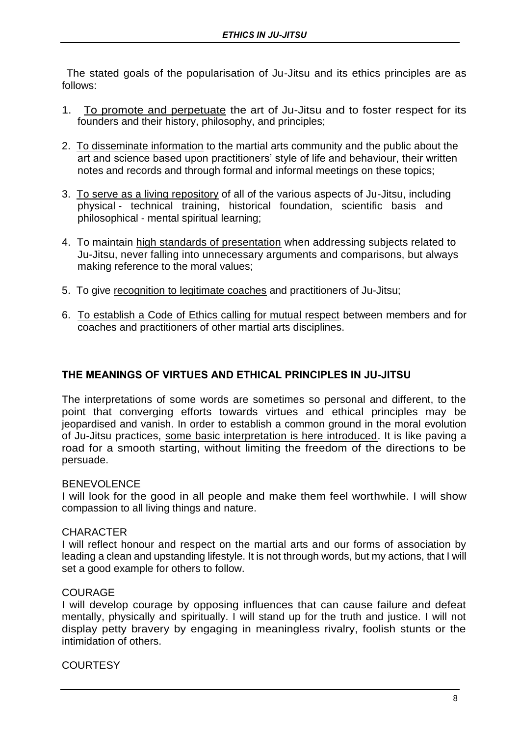The stated goals of the popularisation of Ju-Jitsu and its ethics principles are as follows:

1. To promote and perpetuate the art of Ju-Jitsu and to foster respect for its founders and their history, philosophy, and principles;
2. To disseminate information to the martial arts community and the public about the art and science based upon practitioners' style of life and behaviour, their written notes and records and through formal and informal meetings on these topics;
3. To serve as a living repository of all of the various aspects of Ju-Jitsu, including physical - technical training, historical foundation, scientific basis and philosophical - mental spiritual learning;
4. To maintain high standards of presentation when addressing subjects related to Ju-Jitsu, never falling into unnecessary arguments and comparisons, but always making reference to the moral values;
5. To give recognition to legitimate coaches and practitioners of Ju-Jitsu;
6. To establish a Code of Ethics calling for mutual respect between members and for coaches and practitioners of other martial arts disciplines.

## THE MEANINGS OF VIRTUES AND ETHICAL PRINCIPLES IN JU-JITSU

The interpretations of some words are sometimes so personal and different, to the point that converging efforts towards virtues and ethical principles may be jeopardised and vanish. In order to establish a common ground in the moral evolution of Ju-Jitsu practices, some basic interpretation is here introduced. It is like paving a road for a smooth starting, without limiting the freedom of the directions to be persuade.

BENEVOLENCE
I will look for the good in all people and make them feel worthwhile. I will show compassion to all living things and nature.

CHARACTER
I will reflect honour and respect on the martial arts and our forms of association by leading a clean and upstanding lifestyle. It is not through words, but my actions, that I will set a good example for others to follow.

COURAGE
I will develop courage by opposing influences that can cause failure and defeat mentally, physically and spiritually. I will stand up for the truth and justice. I will not display petty bravery by engaging in meaningless rivalry, foolish stunts or the intimidation of others.

COURTESY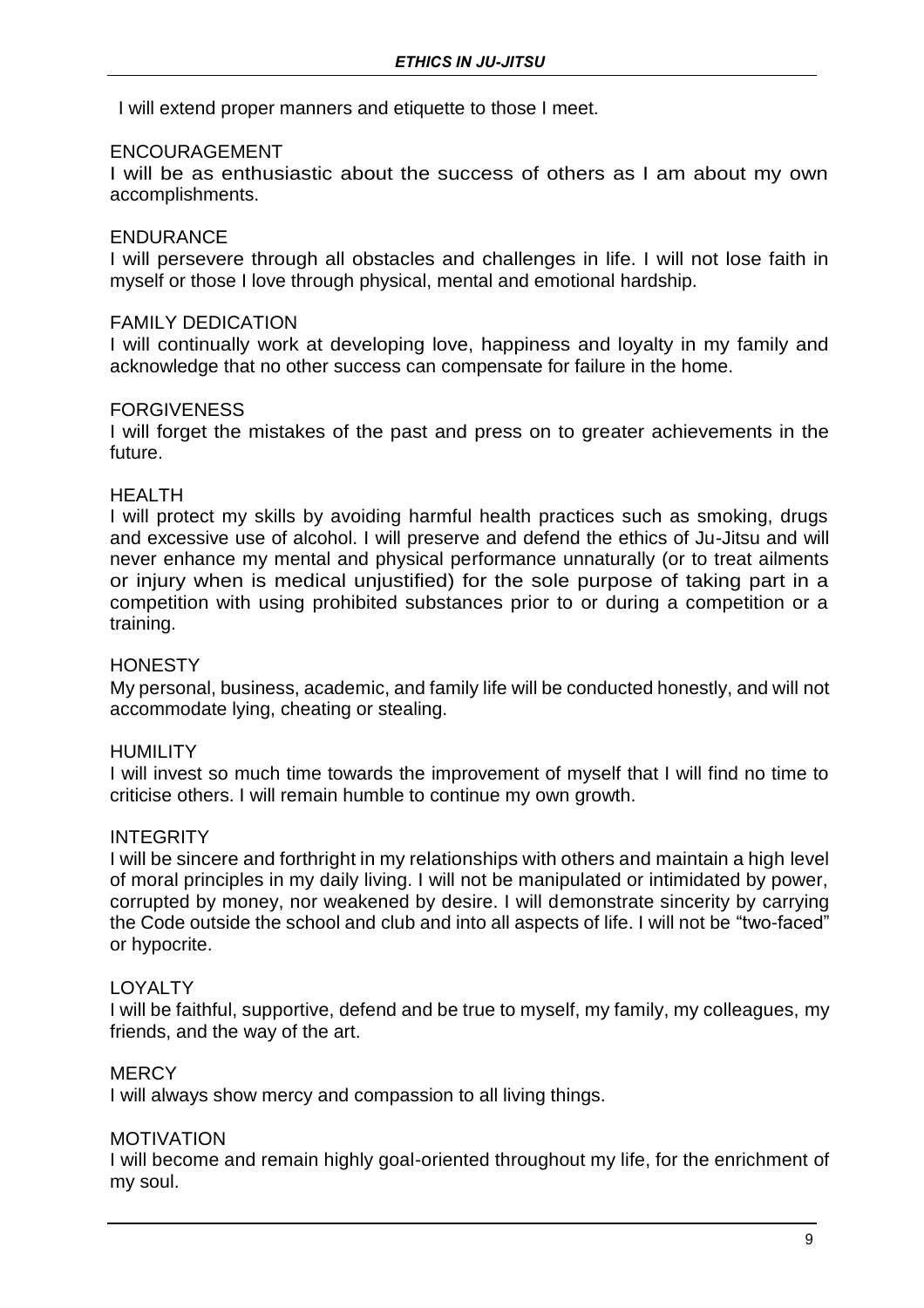I will extend proper manners and etiquette to those I meet.

### ENCOURAGEMENT

I will be as enthusiastic about the success of others as I am about my own accomplishments.

### ENDURANCE

I will persevere through all obstacles and challenges in life. I will not lose faith in myself or those I love through physical, mental and emotional hardship.

### FAMILY DEDICATION

I will continually work at developing love, happiness and loyalty in my family and acknowledge that no other success can compensate for failure in the home.

### FORGIVENESS

I will forget the mistakes of the past and press on to greater achievements in the future.

### HEALTH

I will protect my skills by avoiding harmful health practices such as smoking, drugs and excessive use of alcohol. I will preserve and defend the ethics of Ju-Jitsu and will never enhance my mental and physical performance unnaturally (or to treat ailments or injury when is medical unjustified) for the sole purpose of taking part in a competition with using prohibited substances prior to or during a competition or a training.

### HONESTY

My personal, business, academic, and family life will be conducted honestly, and will not accommodate lying, cheating or stealing.

### HUMILITY

I will invest so much time towards the improvement of myself that I will find no time to criticise others. I will remain humble to continue my own growth.

### INTEGRITY

I will be sincere and forthright in my relationships with others and maintain a high level of moral principles in my daily living. I will not be manipulated or intimidated by power, corrupted by money, nor weakened by desire. I will demonstrate sincerity by carrying the Code outside the school and club and into all aspects of life. I will not be "two-faced" or hypocrite.

### LOYALTY

I will be faithful, supportive, defend and be true to myself, my family, my colleagues, my friends, and the way of the art.

### MERCY

I will always show mercy and compassion to all living things.

### MOTIVATION

I will become and remain highly goal-oriented throughout my life, for the enrichment of my soul.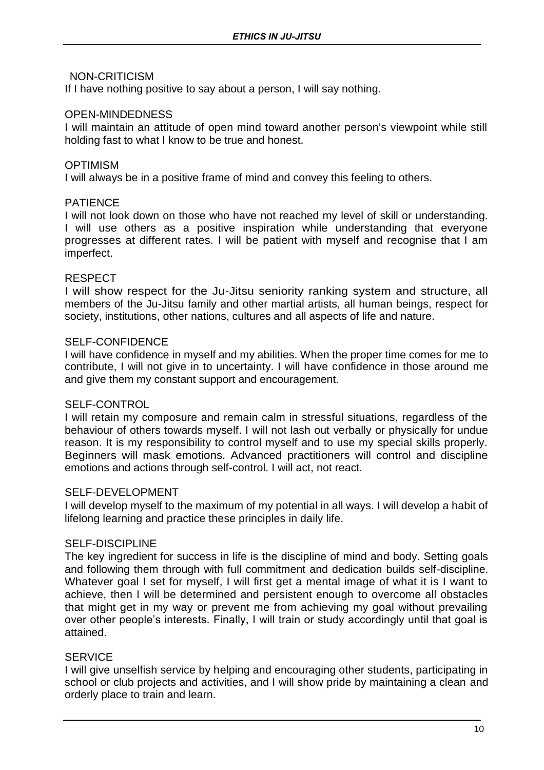### NON-CRITICISM

If I have nothing positive to say about a person, I will say nothing.

### OPEN-MINDEDNESS

I will maintain an attitude of open mind toward another person's viewpoint while still holding fast to what I know to be true and honest.

### OPTIMISM

I will always be in a positive frame of mind and convey this feeling to others.

### PATIENCE

I will not look down on those who have not reached my level of skill or understanding. I will use others as a positive inspiration while understanding that everyone progresses at different rates. I will be patient with myself and recognise that I am imperfect.

### RESPECT

I will show respect for the Ju-Jitsu seniority ranking system and structure, all members of the Ju-Jitsu family and other martial artists, all human beings, respect for society, institutions, other nations, cultures and all aspects of life and nature.

### SELF-CONFIDENCE

I will have confidence in myself and my abilities. When the proper time comes for me to contribute, I will not give in to uncertainty. I will have confidence in those around me and give them my constant support and encouragement.

### SELF-CONTROL

I will retain my composure and remain calm in stressful situations, regardless of the behaviour of others towards myself. I will not lash out verbally or physically for undue reason. It is my responsibility to control myself and to use my special skills properly. Beginners will mask emotions. Advanced practitioners will control and discipline emotions and actions through self-control. I will act, not react.

### SELF-DEVELOPMENT

I will develop myself to the maximum of my potential in all ways. I will develop a habit of lifelong learning and practice these principles in daily life.

### SELF-DISCIPLINE

The key ingredient for success in life is the discipline of mind and body. Setting goals and following them through with full commitment and dedication builds self-discipline. Whatever goal I set for myself, I will first get a mental image of what it is I want to achieve, then I will be determined and persistent enough to overcome all obstacles that might get in my way or prevent me from achieving my goal without prevailing over other people's interests. Finally, I will train or study accordingly until that goal is attained.

### SERVICE

I will give unselfish service by helping and encouraging other students, participating in school or club projects and activities, and I will show pride by maintaining a clean and orderly place to train and learn.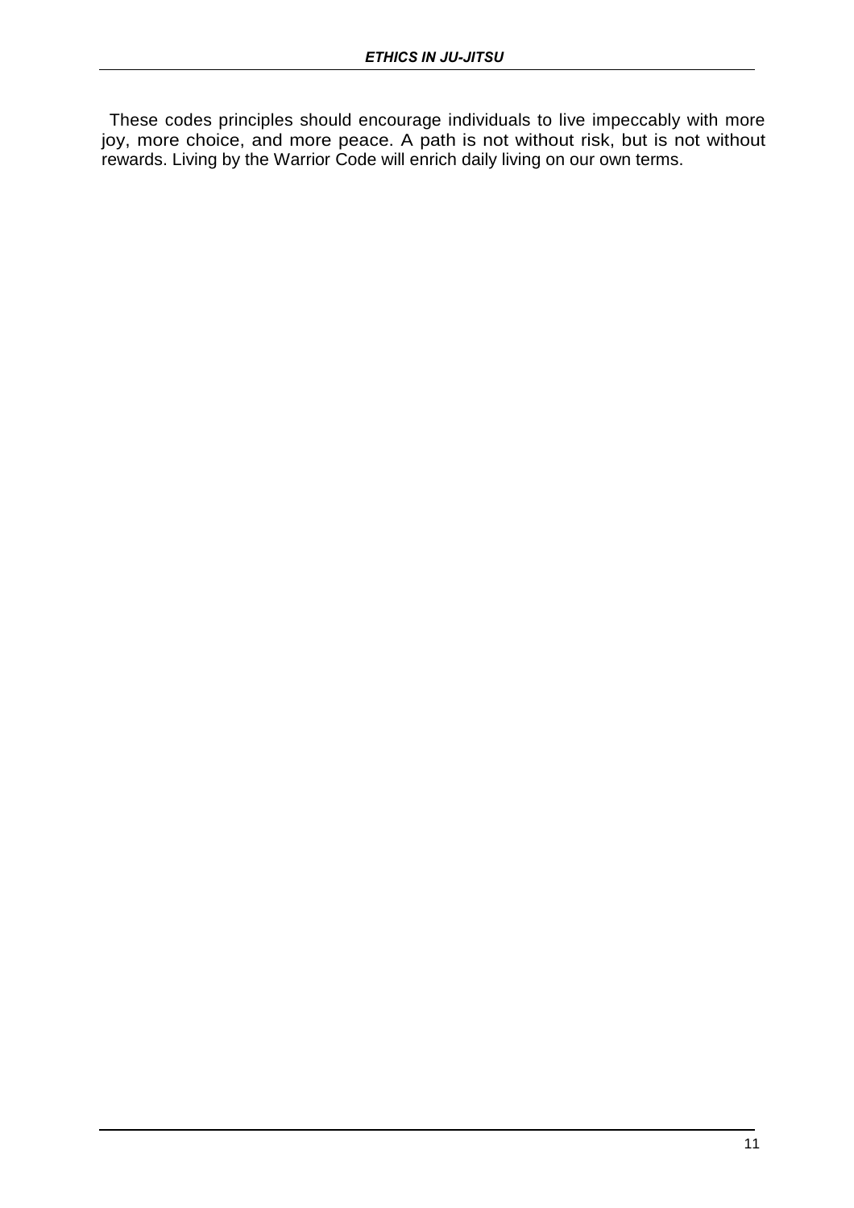These codes principles should encourage individuals to live impeccably with more joy, more choice, and more peace. A path is not without risk, but is not without rewards. Living by the Warrior Code will enrich daily living on our own terms.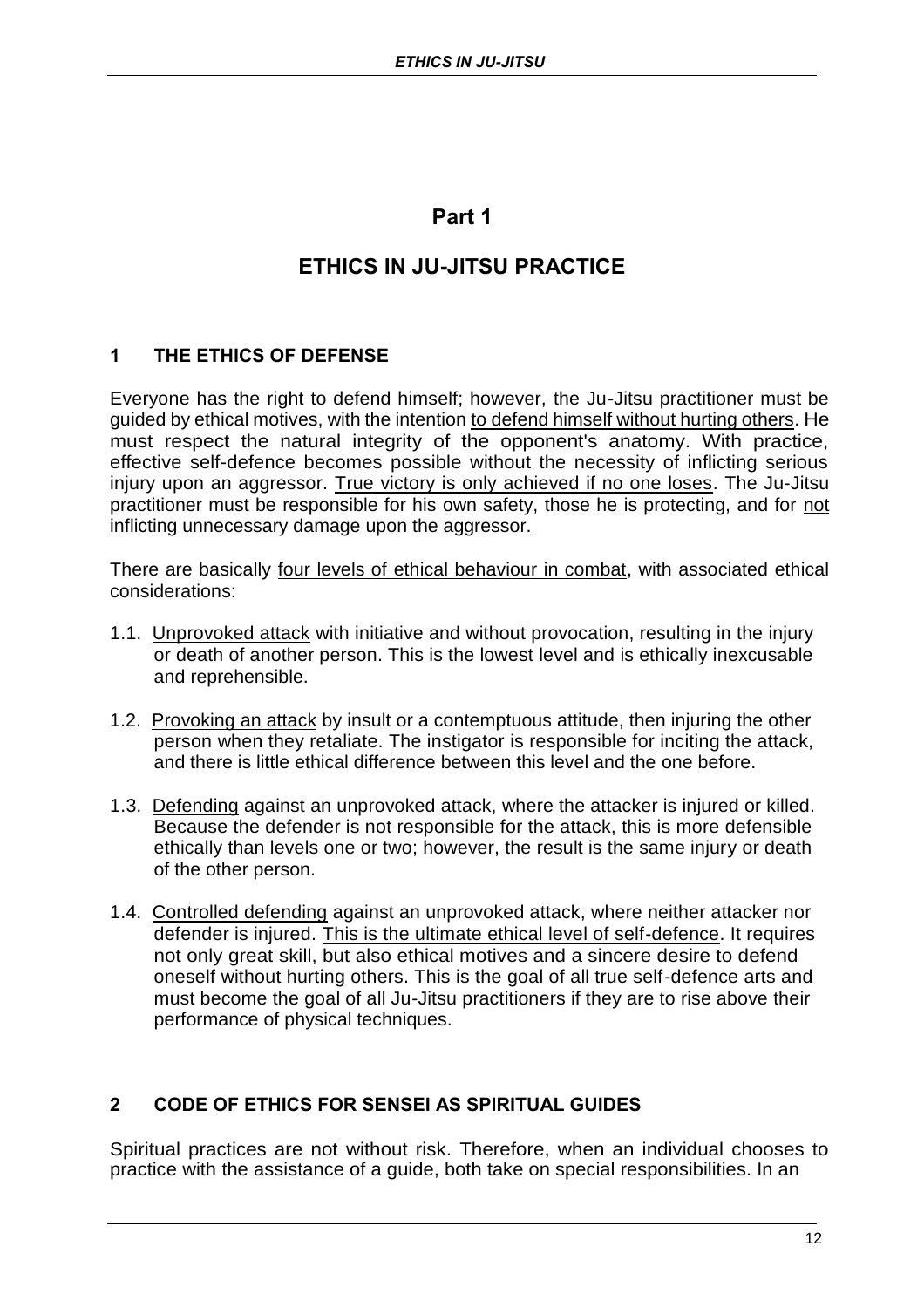# Part 1

# ETHICS IN JU-JITSU PRACTICE

## 1 THE ETHICS OF DEFENSE

Everyone has the right to defend himself; however, the Ju-Jitsu practitioner must be guided by ethical motives, with the intention to defend himself without hurting others. He must respect the natural integrity of the opponent's anatomy. With practice, effective self-defence becomes possible without the necessity of inflicting serious injury upon an aggressor. True victory is only achieved if no one loses. The Ju-Jitsu practitioner must be responsible for his own safety, those he is protecting, and for not inflicting unnecessary damage upon the aggressor.

There are basically four levels of ethical behaviour in combat, with associated ethical considerations:

1.1. Unprovoked attack with initiative and without provocation, resulting in the injury or death of another person. This is the lowest level and is ethically inexcusable and reprehensible.

1.2. Provoking an attack by insult or a contemptuous attitude, then injuring the other person when they retaliate. The instigator is responsible for inciting the attack, and there is little ethical difference between this level and the one before.

1.3. Defending against an unprovoked attack, where the attacker is injured or killed. Because the defender is not responsible for the attack, this is more defensible ethically than levels one or two; however, the result is the same injury or death of the other person.

1.4. Controlled defending against an unprovoked attack, where neither attacker nor defender is injured. This is the ultimate ethical level of self-defence. It requires not only great skill, but also ethical motives and a sincere desire to defend oneself without hurting others. This is the goal of all true self-defence arts and must become the goal of all Ju-Jitsu practitioners if they are to rise above their performance of physical techniques.

## 2 CODE OF ETHICS FOR SENSEI AS SPIRITUAL GUIDES

Spiritual practices are not without risk. Therefore, when an individual chooses to practice with the assistance of a guide, both take on special responsibilities. In an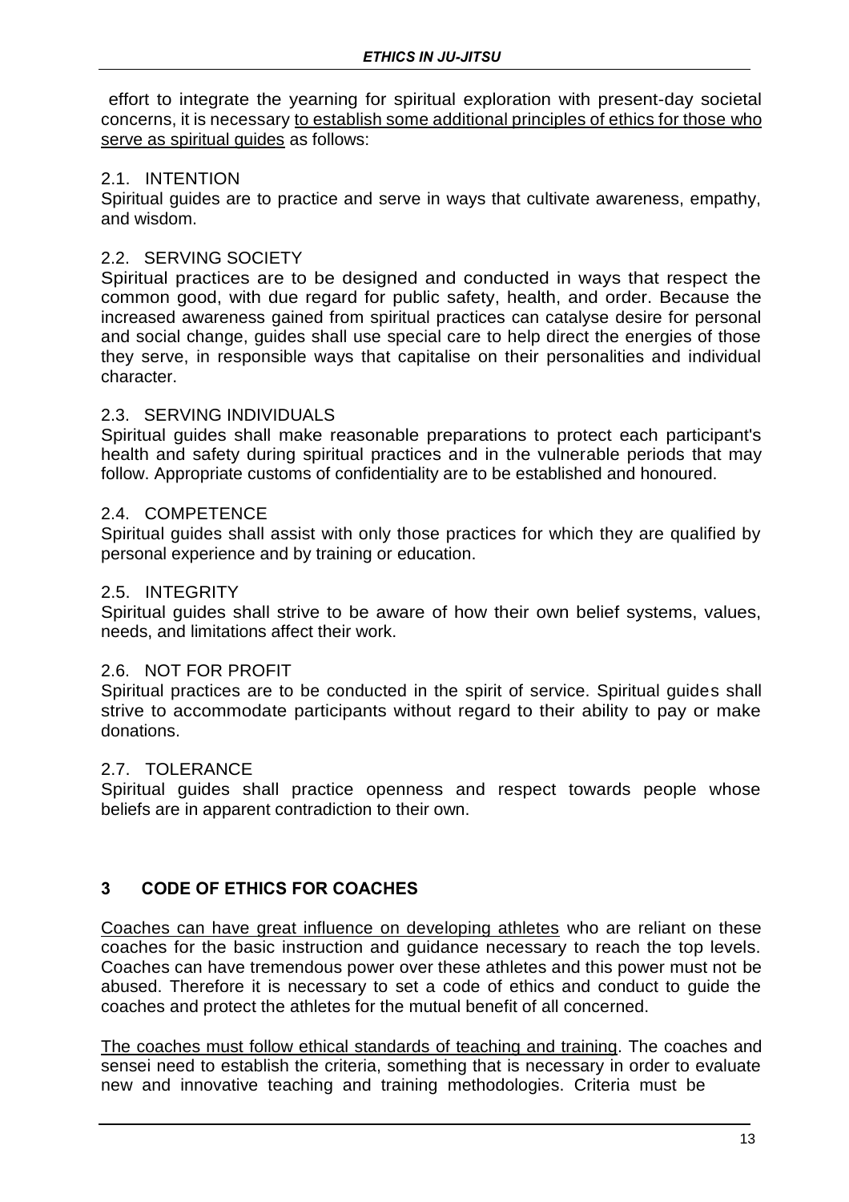effort to integrate the yearning for spiritual exploration with present-day societal concerns, it is necessary <u>to establish some additional principles of ethics for those who serve as spiritual guides</u> as follows:

### 2.1. INTENTION

Spiritual guides are to practice and serve in ways that cultivate awareness, empathy, and wisdom.

### 2.2. SERVING SOCIETY

Spiritual practices are to be designed and conducted in ways that respect the common good, with due regard for public safety, health, and order. Because the increased awareness gained from spiritual practices can catalyse desire for personal and social change, guides shall use special care to help direct the energies of those they serve, in responsible ways that capitalise on their personalities and individual character.

### 2.3. SERVING INDIVIDUALS

Spiritual guides shall make reasonable preparations to protect each participant's health and safety during spiritual practices and in the vulnerable periods that may follow. Appropriate customs of confidentiality are to be established and honoured.

### 2.4. COMPETENCE

Spiritual guides shall assist with only those practices for which they are qualified by personal experience and by training or education.

### 2.5. INTEGRITY

Spiritual guides shall strive to be aware of how their own belief systems, values, needs, and limitations affect their work.

### 2.6. NOT FOR PROFIT

Spiritual practices are to be conducted in the spirit of service. Spiritual guides shall strive to accommodate participants without regard to their ability to pay or make donations.

### 2.7. TOLERANCE

Spiritual guides shall practice openness and respect towards people whose beliefs are in apparent contradiction to their own.

## 3 CODE OF ETHICS FOR COACHES

<u>Coaches can have great influence on developing athletes</u> who are reliant on these coaches for the basic instruction and guidance necessary to reach the top levels. Coaches can have tremendous power over these athletes and this power must not be abused. Therefore it is necessary to set a code of ethics and conduct to guide the coaches and protect the athletes for the mutual benefit of all concerned.

<u>The coaches must follow ethical standards of teaching and training</u>. The coaches and sensei need to establish the criteria, something that is necessary in order to evaluate new and innovative teaching and training methodologies. Criteria must be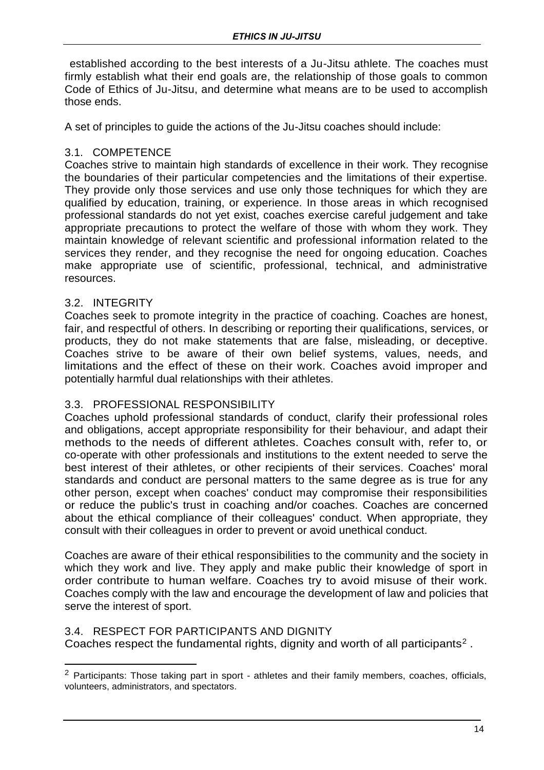established according to the best interests of a Ju-Jitsu athlete. The coaches must firmly establish what their end goals are, the relationship of those goals to common Code of Ethics of Ju-Jitsu, and determine what means are to be used to accomplish those ends.

A set of principles to guide the actions of the Ju-Jitsu coaches should include:

### 3.1. COMPETENCE

Coaches strive to maintain high standards of excellence in their work. They recognise the boundaries of their particular competencies and the limitations of their expertise. They provide only those services and use only those techniques for which they are qualified by education, training, or experience. In those areas in which recognised professional standards do not yet exist, coaches exercise careful judgement and take appropriate precautions to protect the welfare of those with whom they work. They maintain knowledge of relevant scientific and professional information related to the services they render, and they recognise the need for ongoing education. Coaches make appropriate use of scientific, professional, technical, and administrative resources.

### 3.2. INTEGRITY

Coaches seek to promote integrity in the practice of coaching. Coaches are honest, fair, and respectful of others. In describing or reporting their qualifications, services, or products, they do not make statements that are false, misleading, or deceptive. Coaches strive to be aware of their own belief systems, values, needs, and limitations and the effect of these on their work. Coaches avoid improper and potentially harmful dual relationships with their athletes.

### 3.3. PROFESSIONAL RESPONSIBILITY

Coaches uphold professional standards of conduct, clarify their professional roles and obligations, accept appropriate responsibility for their behaviour, and adapt their methods to the needs of different athletes. Coaches consult with, refer to, or co-operate with other professionals and institutions to the extent needed to serve the best interest of their athletes, or other recipients of their services. Coaches' moral standards and conduct are personal matters to the same degree as is true for any other person, except when coaches' conduct may compromise their responsibilities or reduce the public's trust in coaching and/or coaches. Coaches are concerned about the ethical compliance of their colleagues' conduct. When appropriate, they consult with their colleagues in order to prevent or avoid unethical conduct.

Coaches are aware of their ethical responsibilities to the community and the society in which they work and live. They apply and make public their knowledge of sport in order contribute to human welfare. Coaches try to avoid misuse of their work. Coaches comply with the law and encourage the development of law and policies that serve the interest of sport.

### 3.4. RESPECT FOR PARTICIPANTS AND DIGNITY

Coaches respect the fundamental rights, dignity and worth of all participants[2] .

---

[2] Participants: Those taking part in sport - athletes and their family members, coaches, officials, volunteers, administrators, and spectators.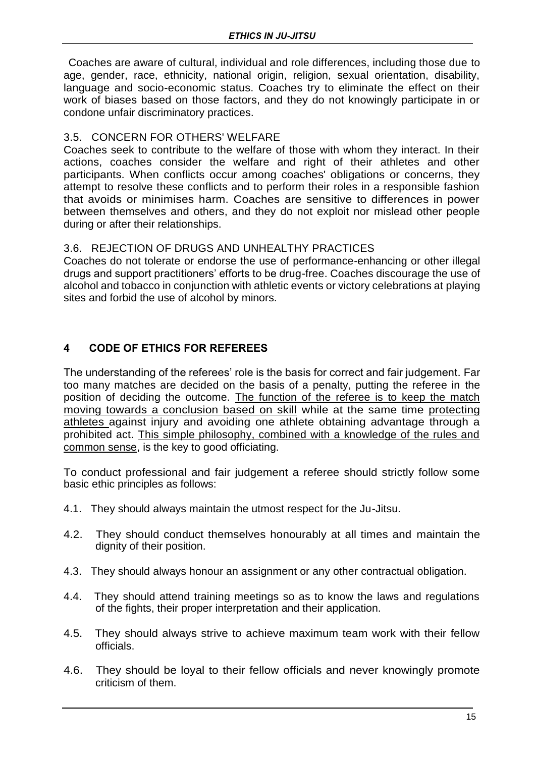Coaches are aware of cultural, individual and role differences, including those due to age, gender, race, ethnicity, national origin, religion, sexual orientation, disability, language and socio-economic status. Coaches try to eliminate the effect on their work of biases based on those factors, and they do not knowingly participate in or condone unfair discriminatory practices.

### 3.5. CONCERN FOR OTHERS' WELFARE

Coaches seek to contribute to the welfare of those with whom they interact. In their actions, coaches consider the welfare and right of their athletes and other participants. When conflicts occur among coaches' obligations or concerns, they attempt to resolve these conflicts and to perform their roles in a responsible fashion that avoids or minimises harm. Coaches are sensitive to differences in power between themselves and others, and they do not exploit nor mislead other people during or after their relationships.

### 3.6. REJECTION OF DRUGS AND UNHEALTHY PRACTICES

Coaches do not tolerate or endorse the use of performance-enhancing or other illegal drugs and support practitioners' efforts to be drug-free. Coaches discourage the use of alcohol and tobacco in conjunction with athletic events or victory celebrations at playing sites and forbid the use of alcohol by minors.

## 4 CODE OF ETHICS FOR REFEREES

The understanding of the referees' role is the basis for correct and fair judgement. Far too many matches are decided on the basis of a penalty, putting the referee in the position of deciding the outcome. <u>The function of the referee is to keep the match moving towards a conclusion based on skill</u> while at the same time <u>protecting athletes</u> against injury and avoiding one athlete obtaining advantage through a prohibited act. <u>This simple philosophy, combined with a knowledge of the rules and common sense</u>, is the key to good officiating.

To conduct professional and fair judgement a referee should strictly follow some basic ethic principles as follows:

4.1. They should always maintain the utmost respect for the Ju-Jitsu.

4.2. They should conduct themselves honourably at all times and maintain the dignity of their position.

4.3. They should always honour an assignment or any other contractual obligation.

4.4. They should attend training meetings so as to know the laws and regulations of the fights, their proper interpretation and their application.

4.5. They should always strive to achieve maximum team work with their fellow officials.

4.6. They should be loyal to their fellow officials and never knowingly promote criticism of them.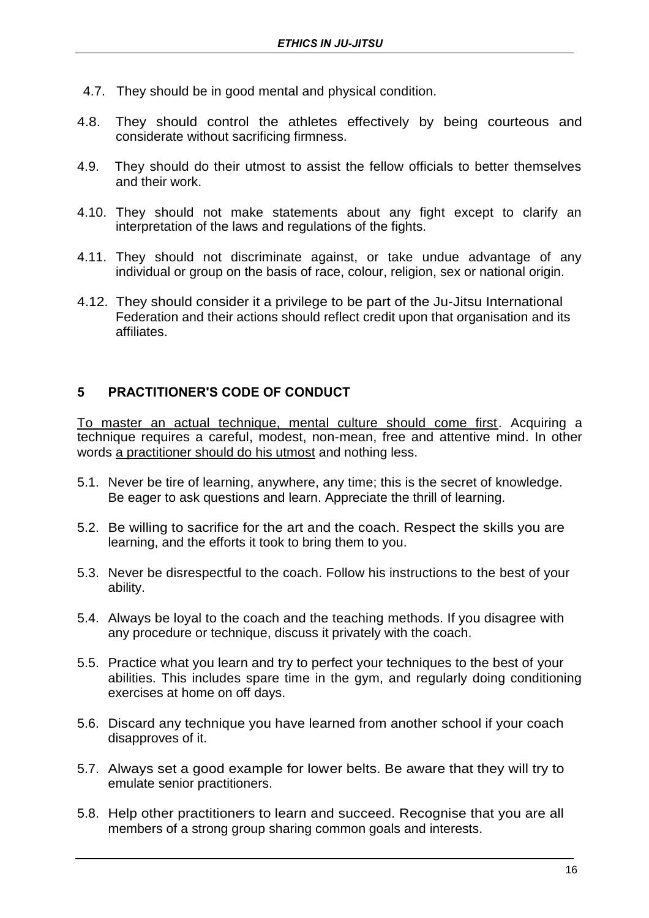4.7. They should be in good mental and physical condition.

4.8. They should control the athletes effectively by being courteous and considerate without sacrificing firmness.

4.9. They should do their utmost to assist the fellow officials to better themselves and their work.

4.10. They should not make statements about any fight except to clarify an interpretation of the laws and regulations of the fights.

4.11. They should not discriminate against, or take undue advantage of any individual or group on the basis of race, colour, religion, sex or national origin.

4.12. They should consider it a privilege to be part of the Ju-Jitsu International Federation and their actions should reflect credit upon that organisation and its affiliates.

## 5 PRACTITIONER'S CODE OF CONDUCT

To master an actual technique, mental culture should come first. Acquiring a technique requires a careful, modest, non-mean, free and attentive mind. In other words a practitioner should do his utmost and nothing less.

5.1. Never be tire of learning, anywhere, any time; this is the secret of knowledge. Be eager to ask questions and learn. Appreciate the thrill of learning.

5.2. Be willing to sacrifice for the art and the coach. Respect the skills you are learning, and the efforts it took to bring them to you.

5.3. Never be disrespectful to the coach. Follow his instructions to the best of your ability.

5.4. Always be loyal to the coach and the teaching methods. If you disagree with any procedure or technique, discuss it privately with the coach.

5.5. Practice what you learn and try to perfect your techniques to the best of your abilities. This includes spare time in the gym, and regularly doing conditioning exercises at home on off days.

5.6. Discard any technique you have learned from another school if your coach disapproves of it.

5.7. Always set a good example for lower belts. Be aware that they will try to emulate senior practitioners.

5.8. Help other practitioners to learn and succeed. Recognise that you are all members of a strong group sharing common goals and interests.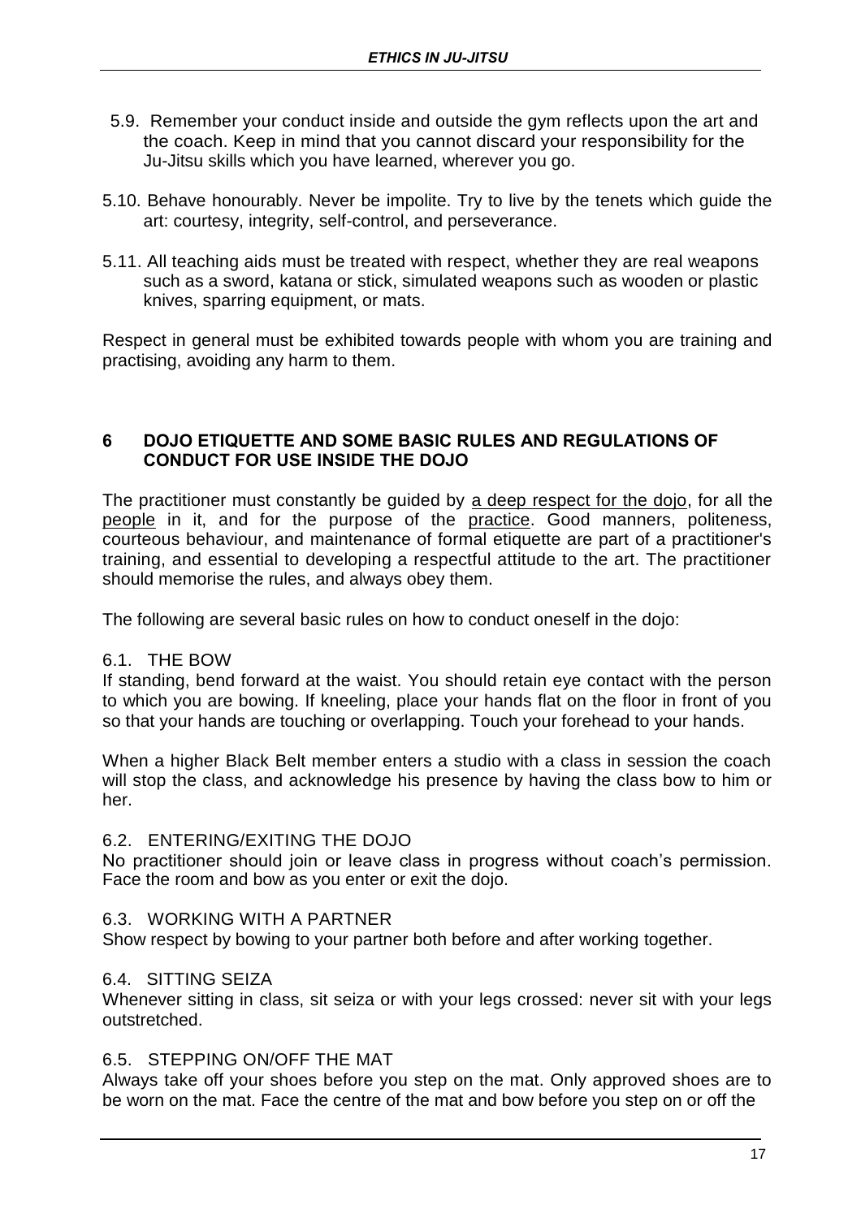5.9. Remember your conduct inside and outside the gym reflects upon the art and the coach. Keep in mind that you cannot discard your responsibility for the Ju-Jitsu skills which you have learned, wherever you go.

5.10. Behave honourably. Never be impolite. Try to live by the tenets which guide the art: courtesy, integrity, self-control, and perseverance.

5.11. All teaching aids must be treated with respect, whether they are real weapons such as a sword, katana or stick, simulated weapons such as wooden or plastic knives, sparring equipment, or mats.

Respect in general must be exhibited towards people with whom you are training and practising, avoiding any harm to them.

## 6 DOJO ETIQUETTE AND SOME BASIC RULES AND REGULATIONS OF CONDUCT FOR USE INSIDE THE DOJO

The practitioner must constantly be guided by <u>a deep respect for the dojo</u>, for all the <u>people</u> in it, and for the purpose of the <u>practice</u>. Good manners, politeness, courteous behaviour, and maintenance of formal etiquette are part of a practitioner's training, and essential to developing a respectful attitude to the art. The practitioner should memorise the rules, and always obey them.

The following are several basic rules on how to conduct oneself in the dojo:

### 6.1. THE BOW

If standing, bend forward at the waist. You should retain eye contact with the person to which you are bowing. If kneeling, place your hands flat on the floor in front of you so that your hands are touching or overlapping. Touch your forehead to your hands.

When a higher Black Belt member enters a studio with a class in session the coach will stop the class, and acknowledge his presence by having the class bow to him or her.

### 6.2. ENTERING/EXITING THE DOJO

No practitioner should join or leave class in progress without coach's permission. Face the room and bow as you enter or exit the dojo.

### 6.3. WORKING WITH A PARTNER

Show respect by bowing to your partner both before and after working together.

### 6.4. SITTING SEIZA

Whenever sitting in class, sit seiza or with your legs crossed: never sit with your legs outstretched.

### 6.5. STEPPING ON/OFF THE MAT

Always take off your shoes before you step on the mat. Only approved shoes are to be worn on the mat. Face the centre of the mat and bow before you step on or off the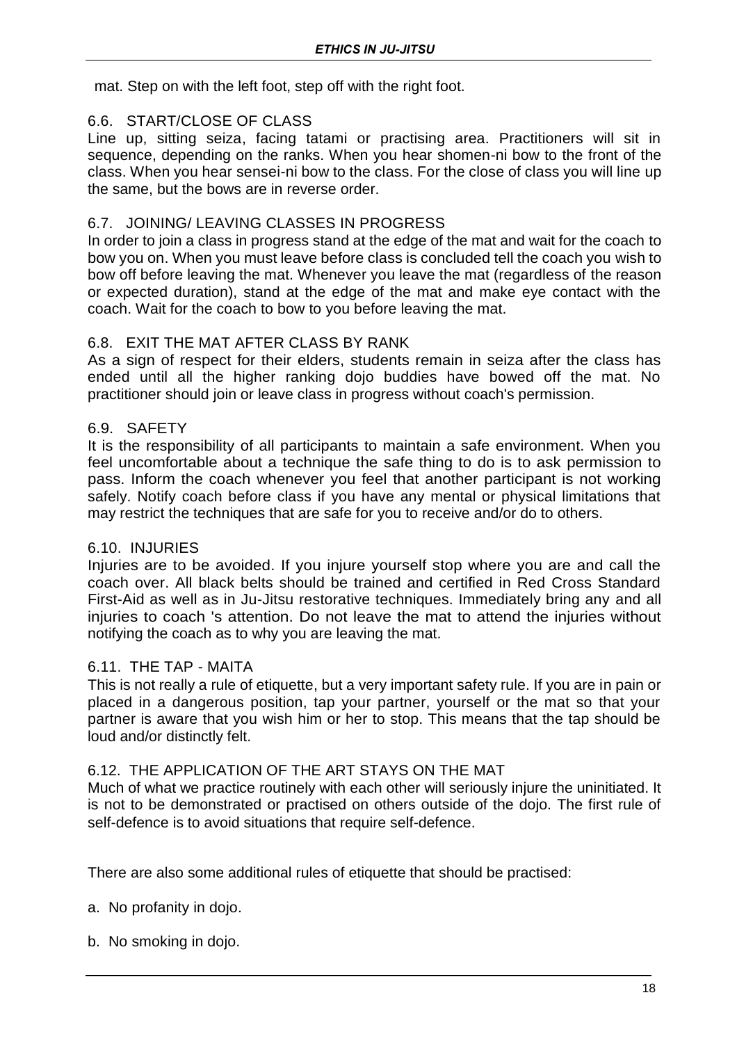mat. Step on with the left foot, step off with the right foot.

### 6.6. START/CLOSE OF CLASS

Line up, sitting seiza, facing tatami or practising area. Practitioners will sit in sequence, depending on the ranks. When you hear shomen-ni bow to the front of the class. When you hear sensei-ni bow to the class. For the close of class you will line up the same, but the bows are in reverse order.

### 6.7. JOINING/ LEAVING CLASSES IN PROGRESS

In order to join a class in progress stand at the edge of the mat and wait for the coach to bow you on. When you must leave before class is concluded tell the coach you wish to bow off before leaving the mat. Whenever you leave the mat (regardless of the reason or expected duration), stand at the edge of the mat and make eye contact with the coach. Wait for the coach to bow to you before leaving the mat.

### 6.8. EXIT THE MAT AFTER CLASS BY RANK

As a sign of respect for their elders, students remain in seiza after the class has ended until all the higher ranking dojo buddies have bowed off the mat. No practitioner should join or leave class in progress without coach's permission.

### 6.9. SAFETY

It is the responsibility of all participants to maintain a safe environment. When you feel uncomfortable about a technique the safe thing to do is to ask permission to pass. Inform the coach whenever you feel that another participant is not working safely. Notify coach before class if you have any mental or physical limitations that may restrict the techniques that are safe for you to receive and/or do to others.

### 6.10. INJURIES

Injuries are to be avoided. If you injure yourself stop where you are and call the coach over. All black belts should be trained and certified in Red Cross Standard First-Aid as well as in Ju-Jitsu restorative techniques. Immediately bring any and all injuries to coach 's attention. Do not leave the mat to attend the injuries without notifying the coach as to why you are leaving the mat.

### 6.11. THE TAP - MAITA

This is not really a rule of etiquette, but a very important safety rule. If you are in pain or placed in a dangerous position, tap your partner, yourself or the mat so that your partner is aware that you wish him or her to stop. This means that the tap should be loud and/or distinctly felt.

### 6.12. THE APPLICATION OF THE ART STAYS ON THE MAT

Much of what we practice routinely with each other will seriously injure the uninitiated. It is not to be demonstrated or practised on others outside of the dojo. The first rule of self-defence is to avoid situations that require self-defence.

There are also some additional rules of etiquette that should be practised:

a. No profanity in dojo.

b. No smoking in dojo.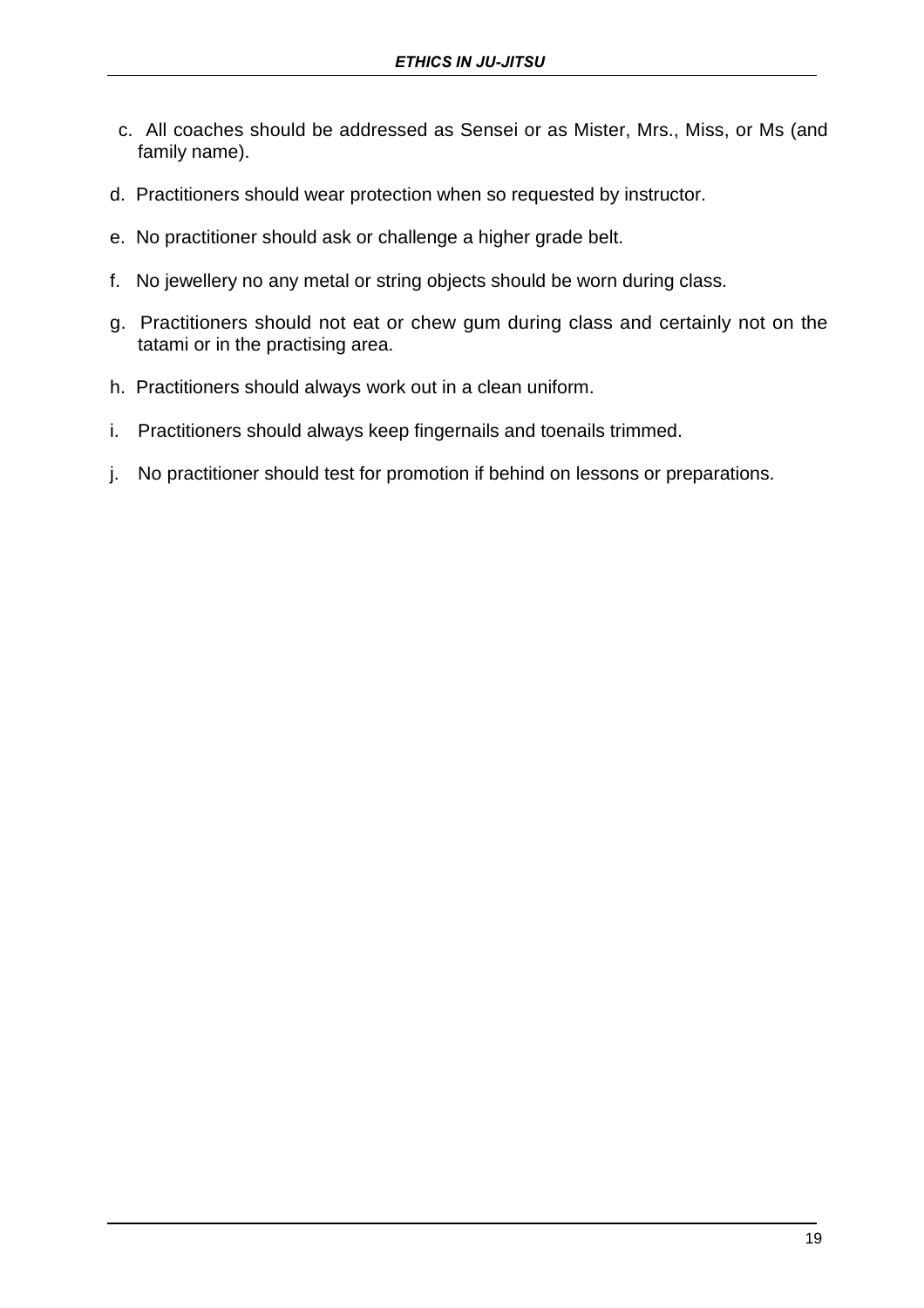c. All coaches should be addressed as Sensei or as Mister, Mrs., Miss, or Ms (and family name).

d. Practitioners should wear protection when so requested by instructor.

e. No practitioner should ask or challenge a higher grade belt.

f. No jewellery no any metal or string objects should be worn during class.

g. Practitioners should not eat or chew gum during class and certainly not on the tatami or in the practising area.

h. Practitioners should always work out in a clean uniform.

i. Practitioners should always keep fingernails and toenails trimmed.

j. No practitioner should test for promotion if behind on lessons or preparations.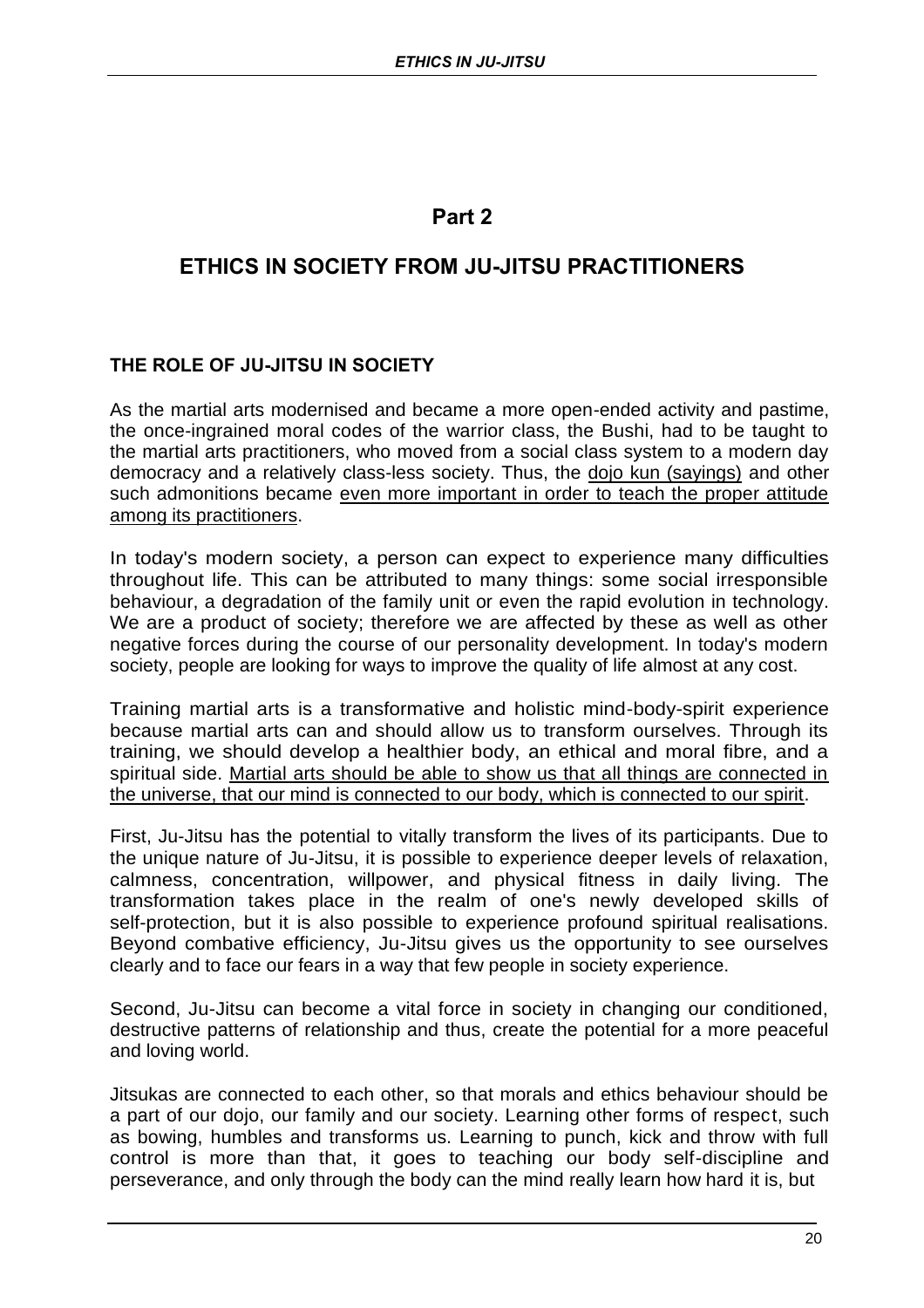# Part 2

## ETHICS IN SOCIETY FROM JU-JITSU PRACTITIONERS

### THE ROLE OF JU-JITSU IN SOCIETY

As the martial arts modernised and became a more open-ended activity and pastime, the once-ingrained moral codes of the warrior class, the Bushi, had to be taught to the martial arts practitioners, who moved from a social class system to a modern day democracy and a relatively class-less society. Thus, the <u>dojo kun (sayings)</u> and other such admonitions became <u>even more important in order to teach the proper attitude among its practitioners</u>.

In today's modern society, a person can expect to experience many difficulties throughout life. This can be attributed to many things: some social irresponsible behaviour, a degradation of the family unit or even the rapid evolution in technology. We are a product of society; therefore we are affected by these as well as other negative forces during the course of our personality development. In today's modern society, people are looking for ways to improve the quality of life almost at any cost.

Training martial arts is a transformative and holistic mind-body-spirit experience because martial arts can and should allow us to transform ourselves. Through its training, we should develop a healthier body, an ethical and moral fibre, and a spiritual side. <u>Martial arts should be able to show us that all things are connected in the universe, that our mind is connected to our body, which is connected to our spirit</u>.

First, Ju-Jitsu has the potential to vitally transform the lives of its participants. Due to the unique nature of Ju-Jitsu, it is possible to experience deeper levels of relaxation, calmness, concentration, willpower, and physical fitness in daily living. The transformation takes place in the realm of one's newly developed skills of self-protection, but it is also possible to experience profound spiritual realisations. Beyond combative efficiency, Ju-Jitsu gives us the opportunity to see ourselves clearly and to face our fears in a way that few people in society experience.

Second, Ju-Jitsu can become a vital force in society in changing our conditioned, destructive patterns of relationship and thus, create the potential for a more peaceful and loving world.

Jitsukas are connected to each other, so that morals and ethics behaviour should be a part of our dojo, our family and our society. Learning other forms of respect, such as bowing, humbles and transforms us. Learning to punch, kick and throw with full control is more than that, it goes to teaching our body self-discipline and perseverance, and only through the body can the mind really learn how hard it is, but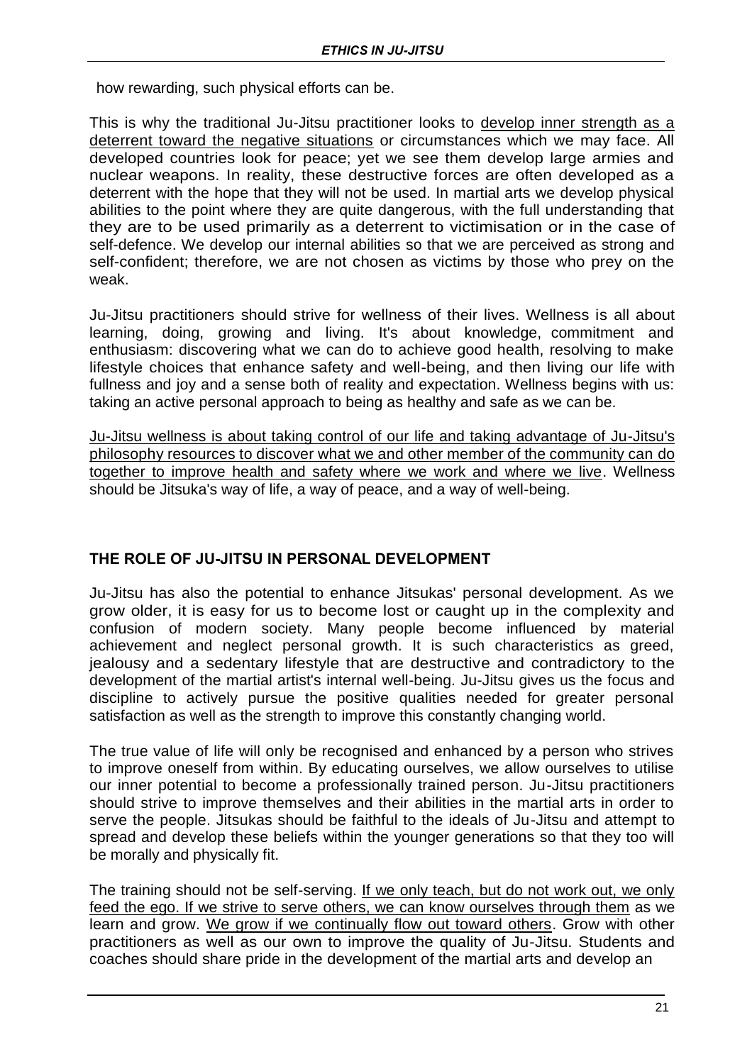how rewarding, such physical efforts can be.

This is why the traditional Ju-Jitsu practitioner looks to <u>develop inner strength as a deterrent toward the negative situations</u> or circumstances which we may face. All developed countries look for peace; yet we see them develop large armies and nuclear weapons. In reality, these destructive forces are often developed as a deterrent with the hope that they will not be used. In martial arts we develop physical abilities to the point where they are quite dangerous, with the full understanding that they are to be used primarily as a deterrent to victimisation or in the case of self-defence. We develop our internal abilities so that we are perceived as strong and self-confident; therefore, we are not chosen as victims by those who prey on the weak.

Ju-Jitsu practitioners should strive for wellness of their lives. Wellness is all about learning, doing, growing and living. It's about knowledge, commitment and enthusiasm: discovering what we can do to achieve good health, resolving to make lifestyle choices that enhance safety and well-being, and then living our life with fullness and joy and a sense both of reality and expectation. Wellness begins with us: taking an active personal approach to being as healthy and safe as we can be.

<u>Ju-Jitsu wellness is about taking control of our life and taking advantage of Ju-Jitsu's philosophy resources to discover what we and other member of the community can do together to improve health and safety where we work and where we live</u>. Wellness should be Jitsuka's way of life, a way of peace, and a way of well-being.

## THE ROLE OF JU-JITSU IN PERSONAL DEVELOPMENT

Ju-Jitsu has also the potential to enhance Jitsukas' personal development. As we grow older, it is easy for us to become lost or caught up in the complexity and confusion of modern society. Many people become influenced by material achievement and neglect personal growth. It is such characteristics as greed, jealousy and a sedentary lifestyle that are destructive and contradictory to the development of the martial artist's internal well-being. Ju-Jitsu gives us the focus and discipline to actively pursue the positive qualities needed for greater personal satisfaction as well as the strength to improve this constantly changing world.

The true value of life will only be recognised and enhanced by a person who strives to improve oneself from within. By educating ourselves, we allow ourselves to utilise our inner potential to become a professionally trained person. Ju-Jitsu practitioners should strive to improve themselves and their abilities in the martial arts in order to serve the people. Jitsukas should be faithful to the ideals of Ju-Jitsu and attempt to spread and develop these beliefs within the younger generations so that they too will be morally and physically fit.

The training should not be self-serving. <u>If we only teach, but do not work out, we only feed the ego. If we strive to serve others, we can know ourselves through them</u> as we learn and grow. <u>We grow if we continually flow out toward others</u>. Grow with other practitioners as well as our own to improve the quality of Ju-Jitsu. Students and coaches should share pride in the development of the martial arts and develop an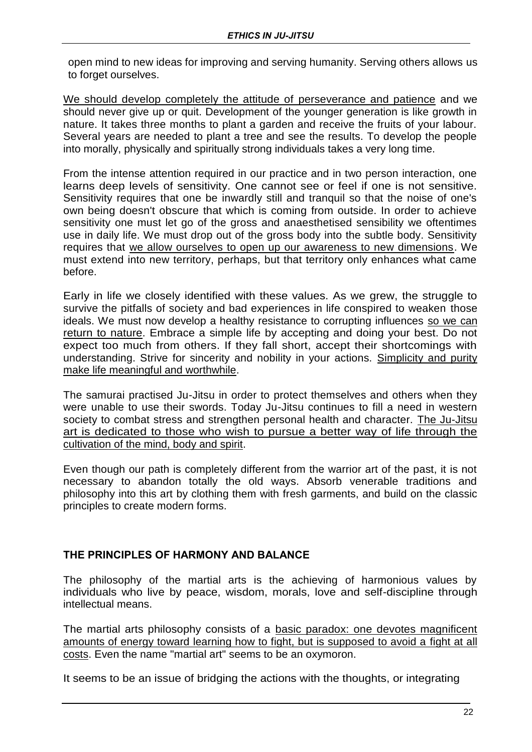open mind to new ideas for improving and serving humanity. Serving others allows us to forget ourselves.

<u>We should develop completely the attitude of perseverance and patience</u> and we should never give up or quit. Development of the younger generation is like growth in nature. It takes three months to plant a garden and receive the fruits of your labour. Several years are needed to plant a tree and see the results. To develop the people into morally, physically and spiritually strong individuals takes a very long time.

From the intense attention required in our practice and in two person interaction, one learns deep levels of sensitivity. One cannot see or feel if one is not sensitive. Sensitivity requires that one be inwardly still and tranquil so that the noise of one's own being doesn't obscure that which is coming from outside. In order to achieve sensitivity one must let go of the gross and anaesthetised sensibility we oftentimes use in daily life. We must drop out of the gross body into the subtle body. Sensitivity requires that <u>we allow ourselves to open up our awareness to new dimensions</u>. We must extend into new territory, perhaps, but that territory only enhances what came before.

Early in life we closely identified with these values. As we grew, the struggle to survive the pitfalls of society and bad experiences in life conspired to weaken those ideals. We must now develop a healthy resistance to corrupting influences <u>so we can return to nature</u>. Embrace a simple life by accepting and doing your best. Do not expect too much from others. If they fall short, accept their shortcomings with understanding. Strive for sincerity and nobility in your actions. <u>Simplicity and purity make life meaningful and worthwhile</u>.

The samurai practised Ju-Jitsu in order to protect themselves and others when they were unable to use their swords. Today Ju-Jitsu continues to fill a need in western society to combat stress and strengthen personal health and character. <u>The Ju-Jitsu art is dedicated to those who wish to pursue a better way of life through the cultivation of the mind, body and spirit</u>.

Even though our path is completely different from the warrior art of the past, it is not necessary to abandon totally the old ways. Absorb venerable traditions and philosophy into this art by clothing them with fresh garments, and build on the classic principles to create modern forms.

## THE PRINCIPLES OF HARMONY AND BALANCE

The philosophy of the martial arts is the achieving of harmonious values by individuals who live by peace, wisdom, morals, love and self-discipline through intellectual means.

The martial arts philosophy consists of a <u>basic paradox: one devotes magnificent amounts of energy toward learning how to fight, but is supposed to avoid a fight at all costs</u>. Even the name "martial art" seems to be an oxymoron.

It seems to be an issue of bridging the actions with the thoughts, or integrating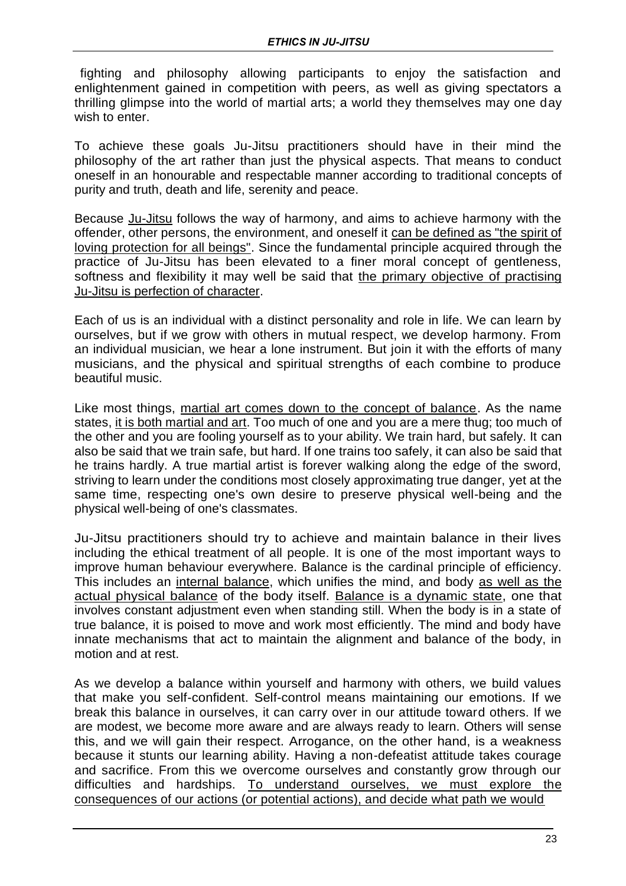fighting and philosophy allowing participants to enjoy the satisfaction and enlightenment gained in competition with peers, as well as giving spectators a thrilling glimpse into the world of martial arts; a world they themselves may one day wish to enter.

To achieve these goals Ju-Jitsu practitioners should have in their mind the philosophy of the art rather than just the physical aspects. That means to conduct oneself in an honourable and respectable manner according to traditional concepts of purity and truth, death and life, serenity and peace.

Because <u>Ju-Jitsu</u> follows the way of harmony, and aims to achieve harmony with the offender, other persons, the environment, and oneself it <u>can be defined as "the spirit of loving protection for all beings"</u>. Since the fundamental principle acquired through the practice of Ju-Jitsu has been elevated to a finer moral concept of gentleness, softness and flexibility it may well be said that <u>the primary objective of practising Ju-Jitsu is perfection of character</u>.

Each of us is an individual with a distinct personality and role in life. We can learn by ourselves, but if we grow with others in mutual respect, we develop harmony. From an individual musician, we hear a lone instrument. But join it with the efforts of many musicians, and the physical and spiritual strengths of each combine to produce beautiful music.

Like most things, <u>martial art comes down to the concept of balance</u>. As the name states, <u>it is both martial and art</u>. Too much of one and you are a mere thug; too much of the other and you are fooling yourself as to your ability. We train hard, but safely. It can also be said that we train safe, but hard. If one trains too safely, it can also be said that he trains hardly. A true martial artist is forever walking along the edge of the sword, striving to learn under the conditions most closely approximating true danger, yet at the same time, respecting one's own desire to preserve physical well-being and the physical well-being of one's classmates.

Ju-Jitsu practitioners should try to achieve and maintain balance in their lives including the ethical treatment of all people. It is one of the most important ways to improve human behaviour everywhere. Balance is the cardinal principle of efficiency. This includes an <u>internal balance</u>, which unifies the mind, and body <u>as well as the actual physical balance</u> of the body itself. <u>Balance is a dynamic state</u>, one that involves constant adjustment even when standing still. When the body is in a state of true balance, it is poised to move and work most efficiently. The mind and body have innate mechanisms that act to maintain the alignment and balance of the body, in motion and at rest.

As we develop a balance within yourself and harmony with others, we build values that make you self-confident. Self-control means maintaining our emotions. If we break this balance in ourselves, it can carry over in our attitude toward others. If we are modest, we become more aware and are always ready to learn. Others will sense this, and we will gain their respect. Arrogance, on the other hand, is a weakness because it stunts our learning ability. Having a non-defeatist attitude takes courage and sacrifice. From this we overcome ourselves and constantly grow through our difficulties and hardships. <u>To understand ourselves, we must explore the consequences of our actions (or potential actions), and decide what path we would</u>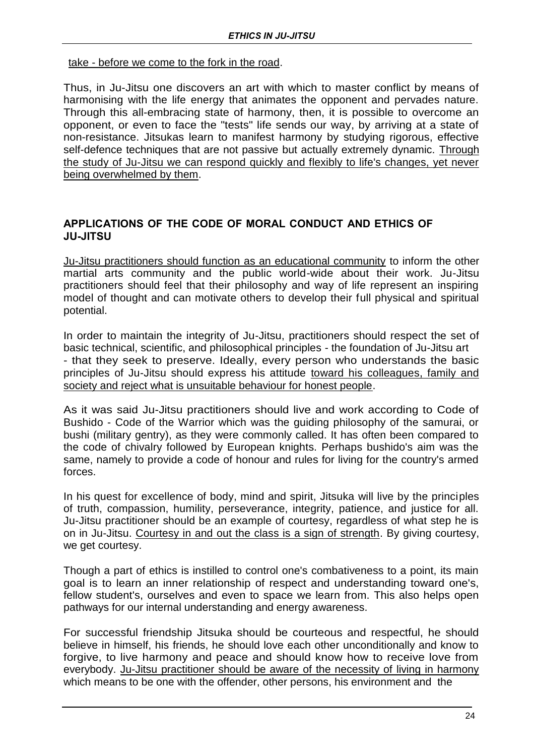take - before we come to the fork in the road.

Thus, in Ju-Jitsu one discovers an art with which to master conflict by means of harmonising with the life energy that animates the opponent and pervades nature. Through this all-embracing state of harmony, then, it is possible to overcome an opponent, or even to face the "tests" life sends our way, by arriving at a state of non-resistance. Jitsukas learn to manifest harmony by studying rigorous, effective self-defence techniques that are not passive but actually extremely dynamic. Through the study of Ju-Jitsu we can respond quickly and flexibly to life's changes, yet never being overwhelmed by them.

## APPLICATIONS OF THE CODE OF MORAL CONDUCT AND ETHICS OF JU-JITSU

Ju-Jitsu practitioners should function as an educational community to inform the other martial arts community and the public world-wide about their work. Ju-Jitsu practitioners should feel that their philosophy and way of life represent an inspiring model of thought and can motivate others to develop their full physical and spiritual potential.

In order to maintain the integrity of Ju-Jitsu, practitioners should respect the set of basic technical, scientific, and philosophical principles - the foundation of Ju-Jitsu art - that they seek to preserve. Ideally, every person who understands the basic principles of Ju-Jitsu should express his attitude toward his colleagues, family and society and reject what is unsuitable behaviour for honest people.

As it was said Ju-Jitsu practitioners should live and work according to Code of Bushido - Code of the Warrior which was the guiding philosophy of the samurai, or bushi (military gentry), as they were commonly called. It has often been compared to the code of chivalry followed by European knights. Perhaps bushido's aim was the same, namely to provide a code of honour and rules for living for the country's armed forces.

In his quest for excellence of body, mind and spirit, Jitsuka will live by the principles of truth, compassion, humility, perseverance, integrity, patience, and justice for all. Ju-Jitsu practitioner should be an example of courtesy, regardless of what step he is on in Ju-Jitsu. Courtesy in and out the class is a sign of strength. By giving courtesy, we get courtesy.

Though a part of ethics is instilled to control one's combativeness to a point, its main goal is to learn an inner relationship of respect and understanding toward one's, fellow student's, ourselves and even to space we learn from. This also helps open pathways for our internal understanding and energy awareness.

For successful friendship Jitsuka should be courteous and respectful, he should believe in himself, his friends, he should love each other unconditionally and know to forgive, to live harmony and peace and should know how to receive love from everybody. Ju-Jitsu practitioner should be aware of the necessity of living in harmony which means to be one with the offender, other persons, his environment and the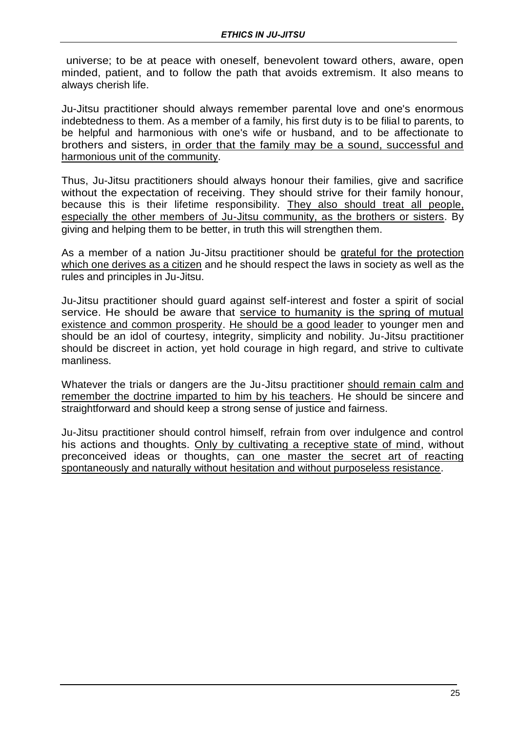universe; to be at peace with oneself, benevolent toward others, aware, open minded, patient, and to follow the path that avoids extremism. It also means to always cherish life.

Ju-Jitsu practitioner should always remember parental love and one's enormous indebtedness to them. As a member of a family, his first duty is to be filial to parents, to be helpful and harmonious with one's wife or husband, and to be affectionate to brothers and sisters, <u>in order that the family may be a sound, successful and harmonious unit of the community</u>.

Thus, Ju-Jitsu practitioners should always honour their families, give and sacrifice without the expectation of receiving. They should strive for their family honour, because this is their lifetime responsibility. <u>They also should treat all people, especially the other members of Ju-Jitsu community, as the brothers or sisters</u>. By giving and helping them to be better, in truth this will strengthen them.

As a member of a nation Ju-Jitsu practitioner should be <u>grateful for the protection which one derives as a citizen</u> and he should respect the laws in society as well as the rules and principles in Ju-Jitsu.

Ju-Jitsu practitioner should guard against self-interest and foster a spirit of social service. He should be aware that <u>service to humanity is the spring of mutual existence and common prosperity</u>. <u>He should be a good leader</u> to younger men and should be an idol of courtesy, integrity, simplicity and nobility. Ju-Jitsu practitioner should be discreet in action, yet hold courage in high regard, and strive to cultivate manliness.

Whatever the trials or dangers are the Ju-Jitsu practitioner <u>should remain calm and remember the doctrine imparted to him by his teachers</u>. He should be sincere and straightforward and should keep a strong sense of justice and fairness.

Ju-Jitsu practitioner should control himself, refrain from over indulgence and control his actions and thoughts. <u>Only by cultivating a receptive state of mind</u>, without preconceived ideas or thoughts, <u>can one master the secret art of reacting spontaneously and naturally without hesitation and without purposeless resistance</u>.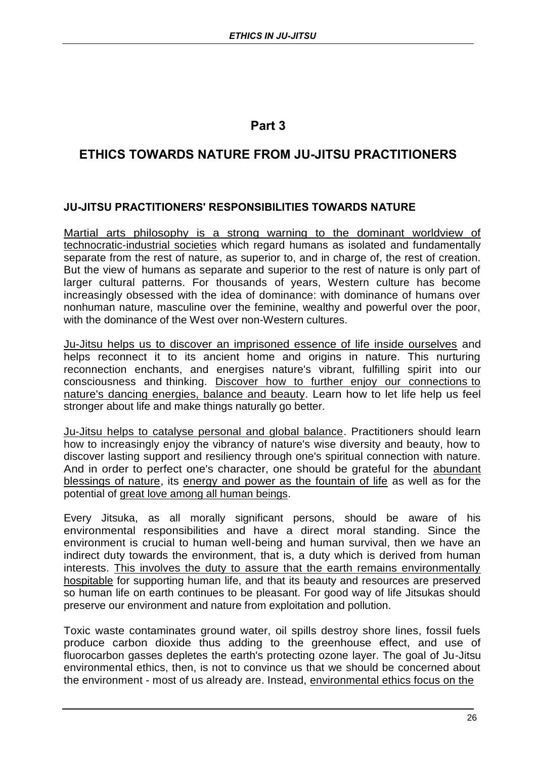# Part 3

# ETHICS TOWARDS NATURE FROM JU-JITSU PRACTITIONERS

## JU-JITSU PRACTITIONERS' RESPONSIBILITIES TOWARDS NATURE

<u>Martial arts philosophy is a strong warning to the dominant worldview of technocratic-industrial societies</u> which regard humans as isolated and fundamentally separate from the rest of nature, as superior to, and in charge of, the rest of creation. But the view of humans as separate and superior to the rest of nature is only part of larger cultural patterns. For thousands of years, Western culture has become increasingly obsessed with the idea of dominance: with dominance of humans over nonhuman nature, masculine over the feminine, wealthy and powerful over the poor, with the dominance of the West over non-Western cultures.

<u>Ju-Jitsu helps us to discover an imprisoned essence of life inside ourselves</u> and helps reconnect it to its ancient home and origins in nature. This nurturing reconnection enchants, and energises nature's vibrant, fulfilling spirit into our consciousness and thinking. <u>Discover how to further enjoy our connections to nature's dancing energies, balance and beauty</u>. Learn how to let life help us feel stronger about life and make things naturally go better.

<u>Ju-Jitsu helps to catalyse personal and global balance</u>. Practitioners should learn how to increasingly enjoy the vibrancy of nature's wise diversity and beauty, how to discover lasting support and resiliency through one's spiritual connection with nature. And in order to perfect one's character, one should be grateful for the <u>abundant blessings of nature</u>, its <u>energy and power as the fountain of life</u> as well as for the potential of <u>great love among all human beings</u>.

Every Jitsuka, as all morally significant persons, should be aware of his environmental responsibilities and have a direct moral standing. Since the environment is crucial to human well-being and human survival, then we have an indirect duty towards the environment, that is, a duty which is derived from human interests. <u>This involves the duty to assure that the earth remains environmentally hospitable</u> for supporting human life, and that its beauty and resources are preserved so human life on earth continues to be pleasant. For good way of life Jitsukas should preserve our environment and nature from exploitation and pollution.

Toxic waste contaminates ground water, oil spills destroy shore lines, fossil fuels produce carbon dioxide thus adding to the greenhouse effect, and use of fluorocarbon gasses depletes the earth's protecting ozone layer. The goal of Ju-Jitsu environmental ethics, then, is not to convince us that we should be concerned about the environment - most of us already are. Instead, <u>environmental ethics focus on the</u>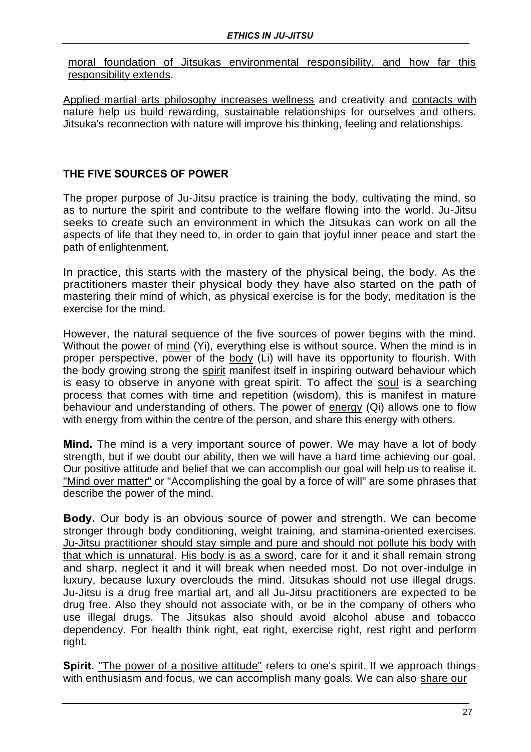moral foundation of Jitsukas environmental responsibility, and how far this responsibility extends.

Applied martial arts philosophy increases wellness and creativity and contacts with nature help us build rewarding, sustainable relationships for ourselves and others. Jitsuka's reconnection with nature will improve his thinking, feeling and relationships.

## THE FIVE SOURCES OF POWER

The proper purpose of Ju-Jitsu practice is training the body, cultivating the mind, so as to nurture the spirit and contribute to the welfare flowing into the world. Ju-Jitsu seeks to create such an environment in which the Jitsukas can work on all the aspects of life that they need to, in order to gain that joyful inner peace and start the path of enlightenment.

In practice, this starts with the mastery of the physical being, the body. As the practitioners master their physical body they have also started on the path of mastering their mind of which, as physical exercise is for the body, meditation is the exercise for the mind.

However, the natural sequence of the five sources of power begins with the mind. Without the power of mind (Yi), everything else is without source. When the mind is in proper perspective, power of the body (Li) will have its opportunity to flourish. With the body growing strong the spirit manifest itself in inspiring outward behaviour which is easy to observe in anyone with great spirit. To affect the soul is a searching process that comes with time and repetition (wisdom), this is manifest in mature behaviour and understanding of others. The power of energy (Qi) allows one to flow with energy from within the centre of the person, and share this energy with others.

**Mind.** The mind is a very important source of power. We may have a lot of body strength, but if we doubt our ability, then we will have a hard time achieving our goal. Our positive attitude and belief that we can accomplish our goal will help us to realise it. "Mind over matter" or "Accomplishing the goal by a force of will" are some phrases that describe the power of the mind.

**Body.** Our body is an obvious source of power and strength. We can become stronger through body conditioning, weight training, and stamina-oriented exercises. Ju-Jitsu practitioner should stay simple and pure and should not pollute his body with that which is unnatural. His body is as a sword, care for it and it shall remain strong and sharp, neglect it and it will break when needed most. Do not over-indulge in luxury, because luxury overclouds the mind. Jitsukas should not use illegal drugs. Ju-Jitsu is a drug free martial art, and all Ju-Jitsu practitioners are expected to be drug free. Also they should not associate with, or be in the company of others who use illegal drugs. The Jitsukas also should avoid alcohol abuse and tobacco dependency. For health think right, eat right, exercise right, rest right and perform right.

**Spirit.** "The power of a positive attitude" refers to one's spirit. If we approach things with enthusiasm and focus, we can accomplish many goals. We can also share our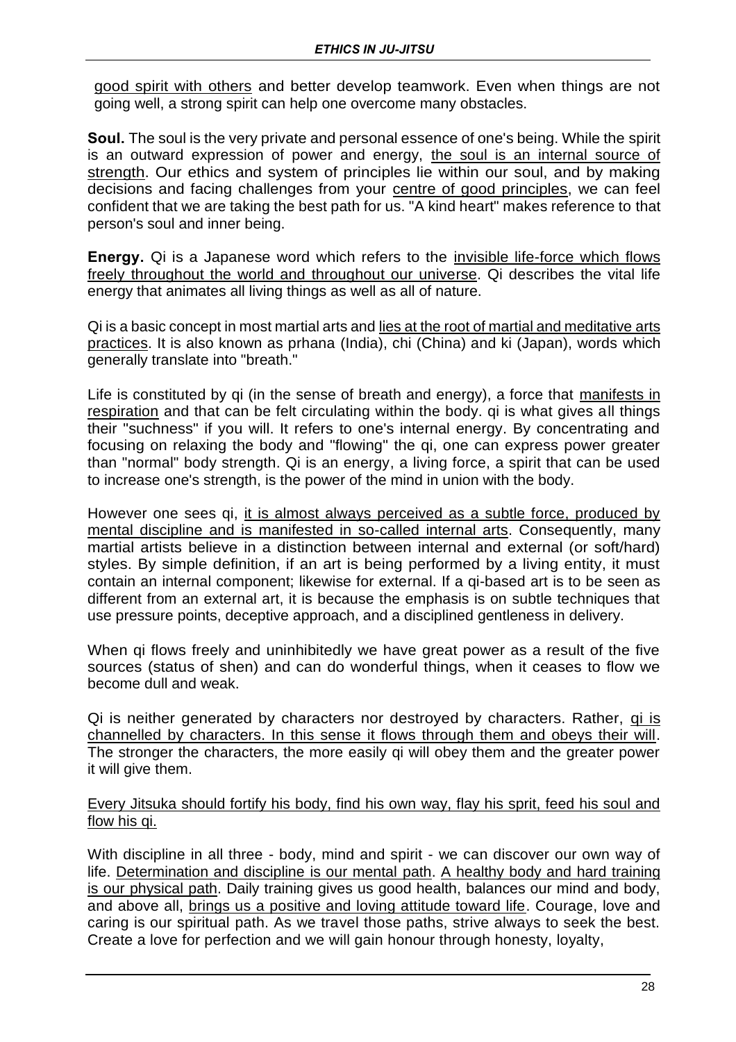good spirit with others and better develop teamwork. Even when things are not going well, a strong spirit can help one overcome many obstacles.

**Soul.** The soul is the very private and personal essence of one's being. While the spirit is an outward expression of power and energy, the soul is an internal source of strength. Our ethics and system of principles lie within our soul, and by making decisions and facing challenges from your centre of good principles, we can feel confident that we are taking the best path for us. "A kind heart" makes reference to that person's soul and inner being.

**Energy.** Qi is a Japanese word which refers to the invisible life-force which flows freely throughout the world and throughout our universe. Qi describes the vital life energy that animates all living things as well as all of nature.

Qi is a basic concept in most martial arts and lies at the root of martial and meditative arts practices. It is also known as prhana (India), chi (China) and ki (Japan), words which generally translate into "breath."

Life is constituted by qi (in the sense of breath and energy), a force that manifests in respiration and that can be felt circulating within the body. qi is what gives all things their "suchness" if you will. It refers to one's internal energy. By concentrating and focusing on relaxing the body and "flowing" the qi, one can express power greater than "normal" body strength. Qi is an energy, a living force, a spirit that can be used to increase one's strength, is the power of the mind in union with the body.

However one sees qi, it is almost always perceived as a subtle force, produced by mental discipline and is manifested in so-called internal arts. Consequently, many martial artists believe in a distinction between internal and external (or soft/hard) styles. By simple definition, if an art is being performed by a living entity, it must contain an internal component; likewise for external. If a qi-based art is to be seen as different from an external art, it is because the emphasis is on subtle techniques that use pressure points, deceptive approach, and a disciplined gentleness in delivery.

When qi flows freely and uninhibitedly we have great power as a result of the five sources (status of shen) and can do wonderful things, when it ceases to flow we become dull and weak.

Qi is neither generated by characters nor destroyed by characters. Rather, qi is channelled by characters. In this sense it flows through them and obeys their will. The stronger the characters, the more easily qi will obey them and the greater power it will give them.

Every Jitsuka should fortify his body, find his own way, flay his sprit, feed his soul and flow his qi.

With discipline in all three - body, mind and spirit - we can discover our own way of life. Determination and discipline is our mental path. A healthy body and hard training is our physical path. Daily training gives us good health, balances our mind and body, and above all, brings us a positive and loving attitude toward life. Courage, love and caring is our spiritual path. As we travel those paths, strive always to seek the best. Create a love for perfection and we will gain honour through honesty, loyalty,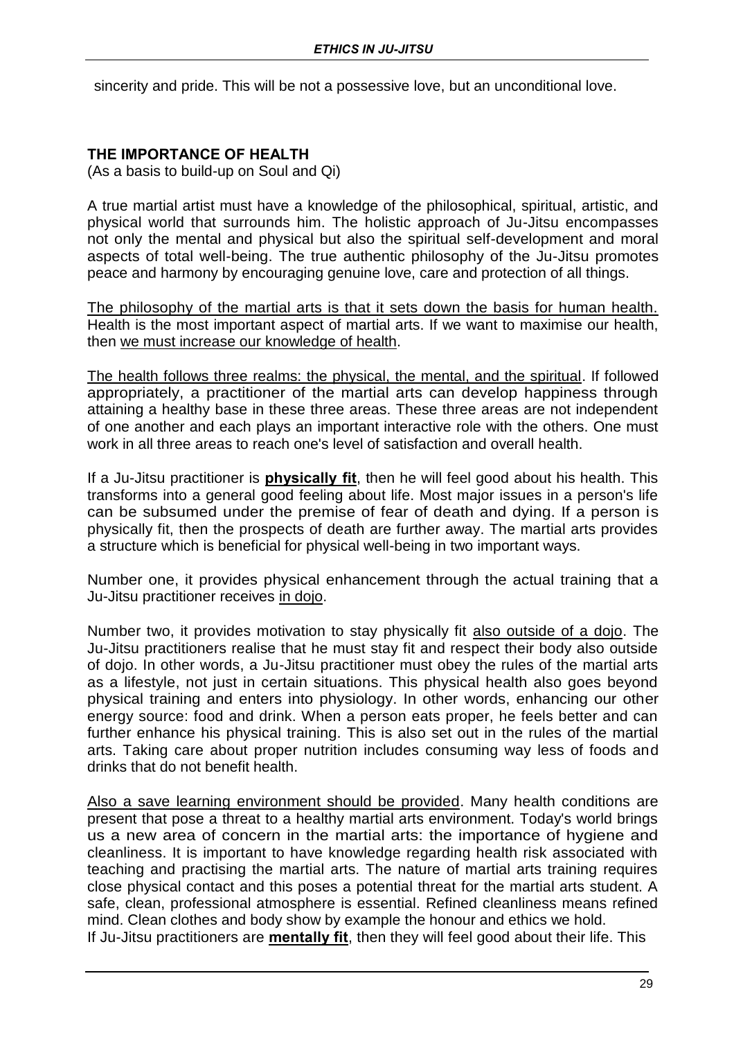sincerity and pride. This will be not a possessive love, but an unconditional love.

## THE IMPORTANCE OF HEALTH

(As a basis to build-up on Soul and Qi)

A true martial artist must have a knowledge of the philosophical, spiritual, artistic, and physical world that surrounds him. The holistic approach of Ju-Jitsu encompasses not only the mental and physical but also the spiritual self-development and moral aspects of total well-being. The true authentic philosophy of the Ju-Jitsu promotes peace and harmony by encouraging genuine love, care and protection of all things.

<u>The philosophy of the martial arts is that it sets down the basis for human health.</u> Health is the most important aspect of martial arts. If we want to maximise our health, then <u>we must increase our knowledge of health</u>.

<u>The health follows three realms: the physical, the mental, and the spiritual</u>. If followed appropriately, a practitioner of the martial arts can develop happiness through attaining a healthy base in these three areas. These three areas are not independent of one another and each plays an important interactive role with the others. One must work in all three areas to reach one's level of satisfaction and overall health.

If a Ju-Jitsu practitioner is **<u>physically fit</u>**, then he will feel good about his health. This transforms into a general good feeling about life. Most major issues in a person's life can be subsumed under the premise of fear of death and dying. If a person is physically fit, then the prospects of death are further away. The martial arts provides a structure which is beneficial for physical well-being in two important ways.

Number one, it provides physical enhancement through the actual training that a Ju-Jitsu practitioner receives <u>in dojo</u>.

Number two, it provides motivation to stay physically fit <u>also outside of a dojo</u>. The Ju-Jitsu practitioners realise that he must stay fit and respect their body also outside of dojo. In other words, a Ju-Jitsu practitioner must obey the rules of the martial arts as a lifestyle, not just in certain situations. This physical health also goes beyond physical training and enters into physiology. In other words, enhancing our other energy source: food and drink. When a person eats proper, he feels better and can further enhance his physical training. This is also set out in the rules of the martial arts. Taking care about proper nutrition includes consuming way less of foods and drinks that do not benefit health.

<u>Also a save learning environment should be provided</u>. Many health conditions are present that pose a threat to a healthy martial arts environment. Today's world brings us a new area of concern in the martial arts: the importance of hygiene and cleanliness. It is important to have knowledge regarding health risk associated with teaching and practising the martial arts. The nature of martial arts training requires close physical contact and this poses a potential threat for the martial arts student. A safe, clean, professional atmosphere is essential. Refined cleanliness means refined mind. Clean clothes and body show by example the honour and ethics we hold.

If Ju-Jitsu practitioners are **<u>mentally fit</u>**, then they will feel good about their life. This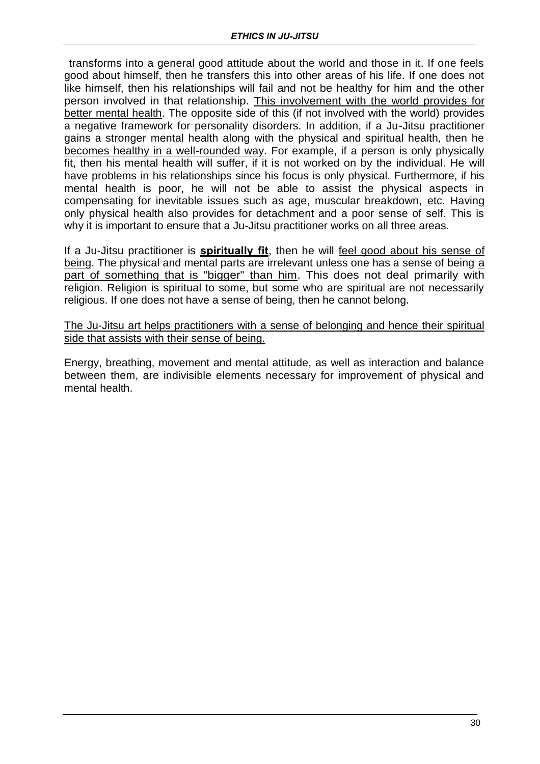transforms into a general good attitude about the world and those in it. If one feels good about himself, then he transfers this into other areas of his life. If one does not like himself, then his relationships will fail and not be healthy for him and the other person involved in that relationship. <u>This involvement with the world provides for better mental health</u>. The opposite side of this (if not involved with the world) provides a negative framework for personality disorders. In addition, if a Ju-Jitsu practitioner gains a stronger mental health along with the physical and spiritual health, then he <u>becomes healthy in a well-rounded way</u>. For example, if a person is only physically fit, then his mental health will suffer, if it is not worked on by the individual. He will have problems in his relationships since his focus is only physical. Furthermore, if his mental health is poor, he will not be able to assist the physical aspects in compensating for inevitable issues such as age, muscular breakdown, etc. Having only physical health also provides for detachment and a poor sense of self. This is why it is important to ensure that a Ju-Jitsu practitioner works on all three areas.

If a Ju-Jitsu practitioner is <u>**spiritually fit**</u>, then he will <u>feel good about his sense of being</u>. The physical and mental parts are irrelevant unless one has a sense of being <u>a part of something that is "bigger" than him</u>. This does not deal primarily with religion. Religion is spiritual to some, but some who are spiritual are not necessarily religious. If one does not have a sense of being, then he cannot belong.

<u>The Ju-Jitsu art helps practitioners with a sense of belonging and hence their spiritual side that assists with their sense of being.</u>

Energy, breathing, movement and mental attitude, as well as interaction and balance between them, are indivisible elements necessary for improvement of physical and mental health.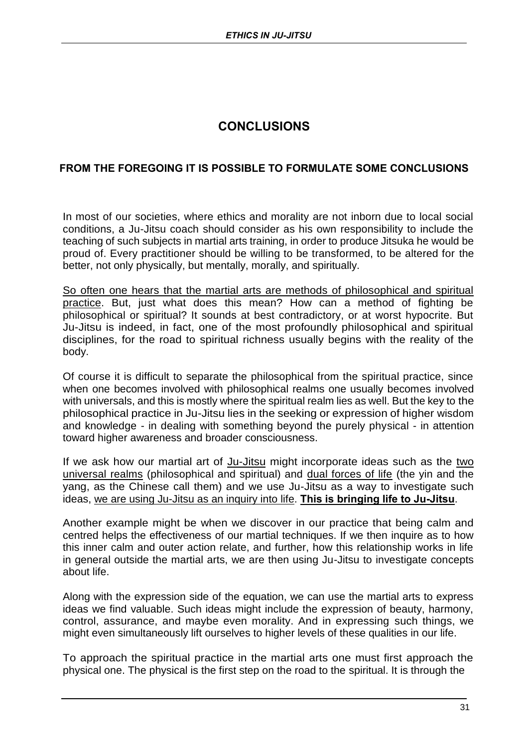# CONCLUSIONS

## FROM THE FOREGOING IT IS POSSIBLE TO FORMULATE SOME CONCLUSIONS

In most of our societies, where ethics and morality are not inborn due to local social conditions, a Ju-Jitsu coach should consider as his own responsibility to include the teaching of such subjects in martial arts training, in order to produce Jitsuka he would be proud of. Every practitioner should be willing to be transformed, to be altered for the better, not only physically, but mentally, morally, and spiritually.

<u>So often one hears that the martial arts are methods of philosophical and spiritual practice</u>. But, just what does this mean? How can a method of fighting be philosophical or spiritual? It sounds at best contradictory, or at worst hypocrite. But Ju-Jitsu is indeed, in fact, one of the most profoundly philosophical and spiritual disciplines, for the road to spiritual richness usually begins with the reality of the body.

Of course it is difficult to separate the philosophical from the spiritual practice, since when one becomes involved with philosophical realms one usually becomes involved with universals, and this is mostly where the spiritual realm lies as well. But the key to the philosophical practice in Ju-Jitsu lies in the seeking or expression of higher wisdom and knowledge - in dealing with something beyond the purely physical - in attention toward higher awareness and broader consciousness.

If we ask how our martial art of <u>Ju-Jitsu</u> might incorporate ideas such as the <u>two universal realms</u> (philosophical and spiritual) and <u>dual forces of life</u> (the yin and the yang, as the Chinese call them) and we use Ju-Jitsu as a way to investigate such ideas, <u>we are using Ju-Jitsu as an inquiry into life</u>. **<u>This is bringing life to Ju-Jitsu</u>**.

Another example might be when we discover in our practice that being calm and centred helps the effectiveness of our martial techniques. If we then inquire as to how this inner calm and outer action relate, and further, how this relationship works in life in general outside the martial arts, we are then using Ju-Jitsu to investigate concepts about life.

Along with the expression side of the equation, we can use the martial arts to express ideas we find valuable. Such ideas might include the expression of beauty, harmony, control, assurance, and maybe even morality. And in expressing such things, we might even simultaneously lift ourselves to higher levels of these qualities in our life.

To approach the spiritual practice in the martial arts one must first approach the physical one. The physical is the first step on the road to the spiritual. It is through the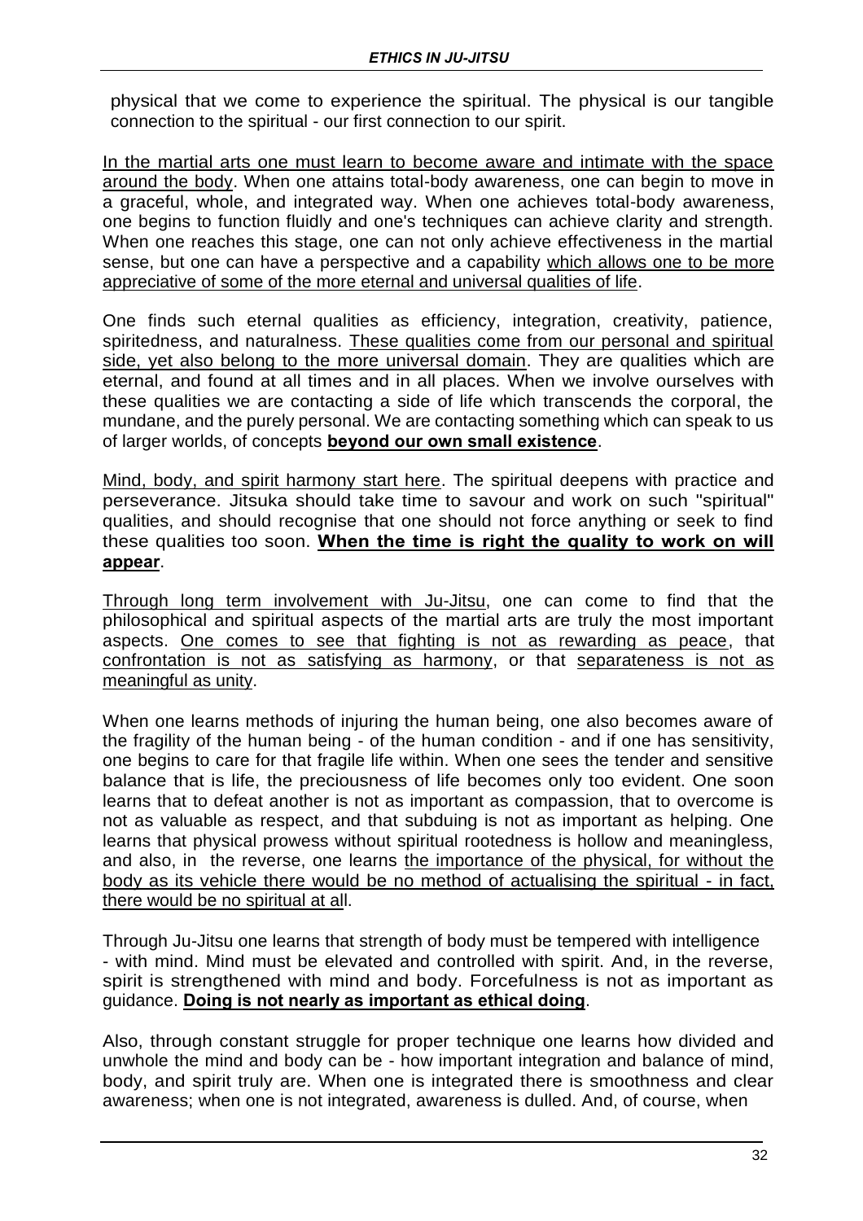physical that we come to experience the spiritual. The physical is our tangible connection to the spiritual - our first connection to our spirit.

<u>In the martial arts one must learn to become aware and intimate with the space around the body</u>. When one attains total-body awareness, one can begin to move in a graceful, whole, and integrated way. When one achieves total-body awareness, one begins to function fluidly and one's techniques can achieve clarity and strength. When one reaches this stage, one can not only achieve effectiveness in the martial sense, but one can have a perspective and a capability <u>which allows one to be more appreciative of some of the more eternal and universal qualities of life</u>.

One finds such eternal qualities as efficiency, integration, creativity, patience, spiritedness, and naturalness. <u>These qualities come from our personal and spiritual side, yet also belong to the more universal domain</u>. They are qualities which are eternal, and found at all times and in all places. When we involve ourselves with these qualities we are contacting a side of life which transcends the corporal, the mundane, and the purely personal. We are contacting something which can speak to us of larger worlds, of concepts **<u>beyond our own small existence</u>**.

<u>Mind, body, and spirit harmony start here</u>. The spiritual deepens with practice and perseverance. Jitsuka should take time to savour and work on such "spiritual" qualities, and should recognise that one should not force anything or seek to find these qualities too soon. **<u>When the time is right the quality to work on will appear</u>**.

<u>Through long term involvement with Ju-Jitsu</u>, one can come to find that the philosophical and spiritual aspects of the martial arts are truly the most important aspects. <u>One comes to see that fighting is not as rewarding as peace</u>, that <u>confrontation is not as satisfying as harmony</u>, or that <u>separateness is not as meaningful as unity</u>.

When one learns methods of injuring the human being, one also becomes aware of the fragility of the human being - of the human condition - and if one has sensitivity, one begins to care for that fragile life within. When one sees the tender and sensitive balance that is life, the preciousness of life becomes only too evident. One soon learns that to defeat another is not as important as compassion, that to overcome is not as valuable as respect, and that subduing is not as important as helping. One learns that physical prowess without spiritual rootedness is hollow and meaningless, and also, in the reverse, one learns <u>the importance of the physical, for without the body as its vehicle there would be no method of actualising the spiritual - in fact, there would be no spiritual at all</u>.

Through Ju-Jitsu one learns that strength of body must be tempered with intelligence - with mind. Mind must be elevated and controlled with spirit. And, in the reverse, spirit is strengthened with mind and body. Forcefulness is not as important as guidance. **<u>Doing is not nearly as important as ethical doing</u>**.

Also, through constant struggle for proper technique one learns how divided and unwhole the mind and body can be - how important integration and balance of mind, body, and spirit truly are. When one is integrated there is smoothness and clear awareness; when one is not integrated, awareness is dulled. And, of course, when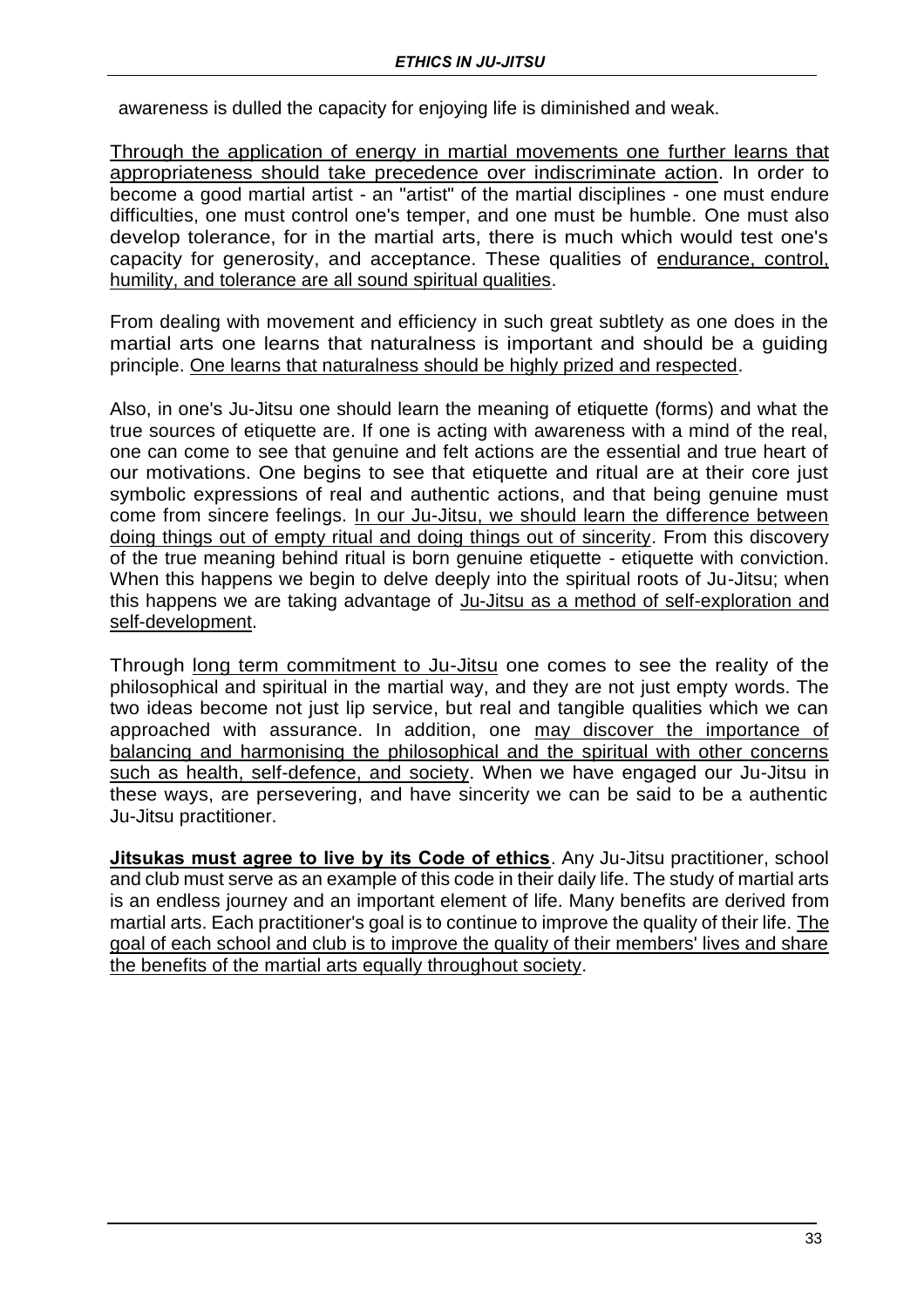awareness is dulled the capacity for enjoying life is diminished and weak.

<u>Through the application of energy in martial movements one further learns that appropriateness should take precedence over indiscriminate action</u>. In order to become a good martial artist - an "artist" of the martial disciplines - one must endure difficulties, one must control one's temper, and one must be humble. One must also develop tolerance, for in the martial arts, there is much which would test one's capacity for generosity, and acceptance. These qualities of <u>endurance, control, humility, and tolerance are all sound spiritual qualities</u>.

From dealing with movement and efficiency in such great subtlety as one does in the martial arts one learns that naturalness is important and should be a guiding principle. <u>One learns that naturalness should be highly prized and respected</u>.

Also, in one's Ju-Jitsu one should learn the meaning of etiquette (forms) and what the true sources of etiquette are. If one is acting with awareness with a mind of the real, one can come to see that genuine and felt actions are the essential and true heart of our motivations. One begins to see that etiquette and ritual are at their core just symbolic expressions of real and authentic actions, and that being genuine must come from sincere feelings. <u>In our Ju-Jitsu, we should learn the difference between doing things out of empty ritual and doing things out of sincerity</u>. From this discovery of the true meaning behind ritual is born genuine etiquette - etiquette with conviction. When this happens we begin to delve deeply into the spiritual roots of Ju-Jitsu; when this happens we are taking advantage of <u>Ju-Jitsu as a method of self-exploration and self-development</u>.

Through <u>long term commitment to Ju-Jitsu</u> one comes to see the reality of the philosophical and spiritual in the martial way, and they are not just empty words. The two ideas become not just lip service, but real and tangible qualities which we can approached with assurance. In addition, one <u>may discover the importance of balancing and harmonising the philosophical and the spiritual with other concerns such as health, self-defence, and society</u>. When we have engaged our Ju-Jitsu in these ways, are persevering, and have sincerity we can be said to be a authentic Ju-Jitsu practitioner.

<u>**Jitsukas must agree to live by its Code of ethics**</u>. Any Ju-Jitsu practitioner, school and club must serve as an example of this code in their daily life. The study of martial arts is an endless journey and an important element of life. Many benefits are derived from martial arts. Each practitioner's goal is to continue to improve the quality of their life. <u>The goal of each school and club is to improve the quality of their members' lives and share the benefits of the martial arts equally throughout society</u>.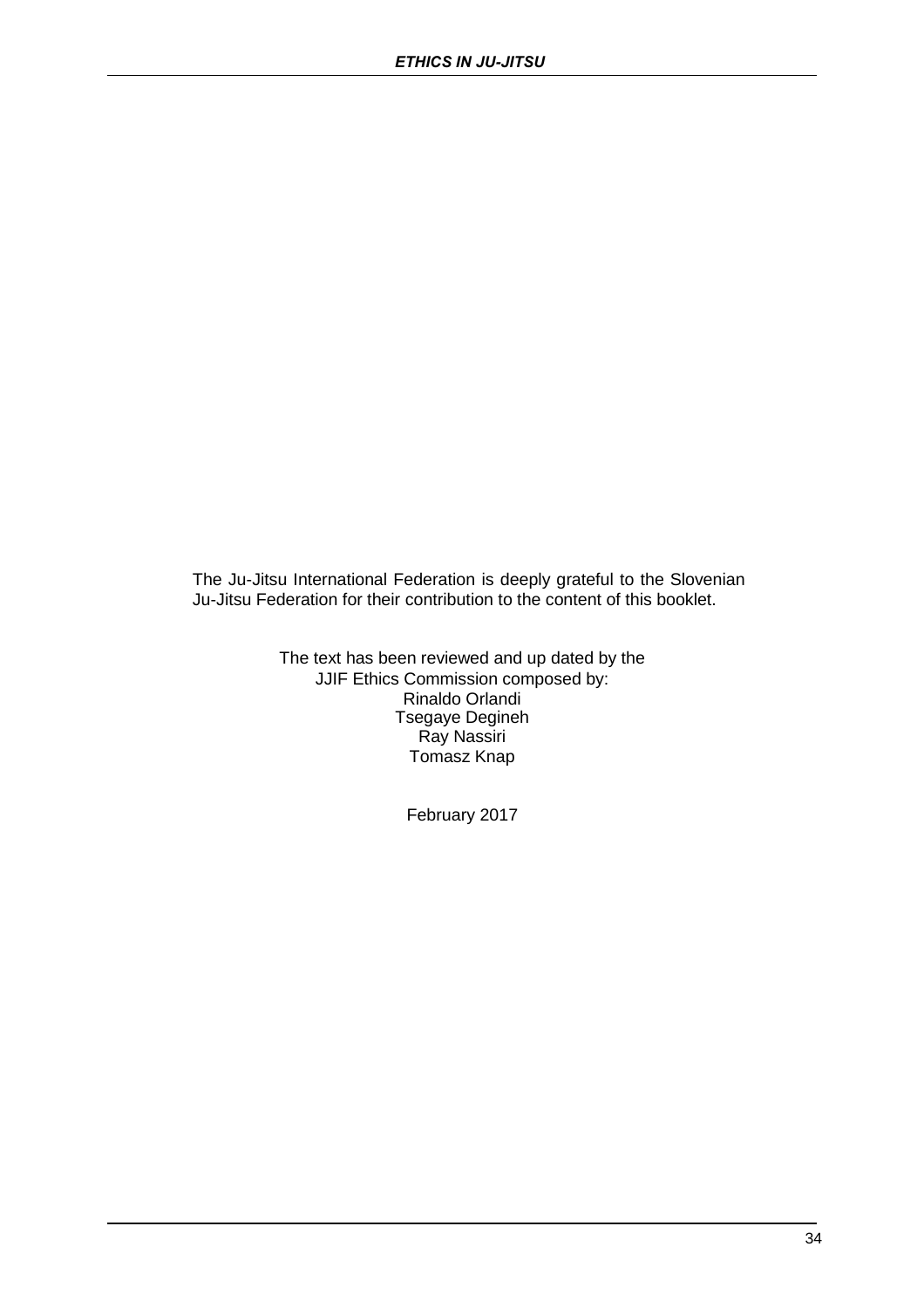The Ju-Jitsu International Federation is deeply grateful to the Slovenian Ju-Jitsu Federation for their contribution to the content of this booklet.

The text has been reviewed and up dated by the
JJIF Ethics Commission composed by:
Rinaldo Orlandi
Tsegaye Degineh
Ray Nassiri
Tomasz Knap

February 2017